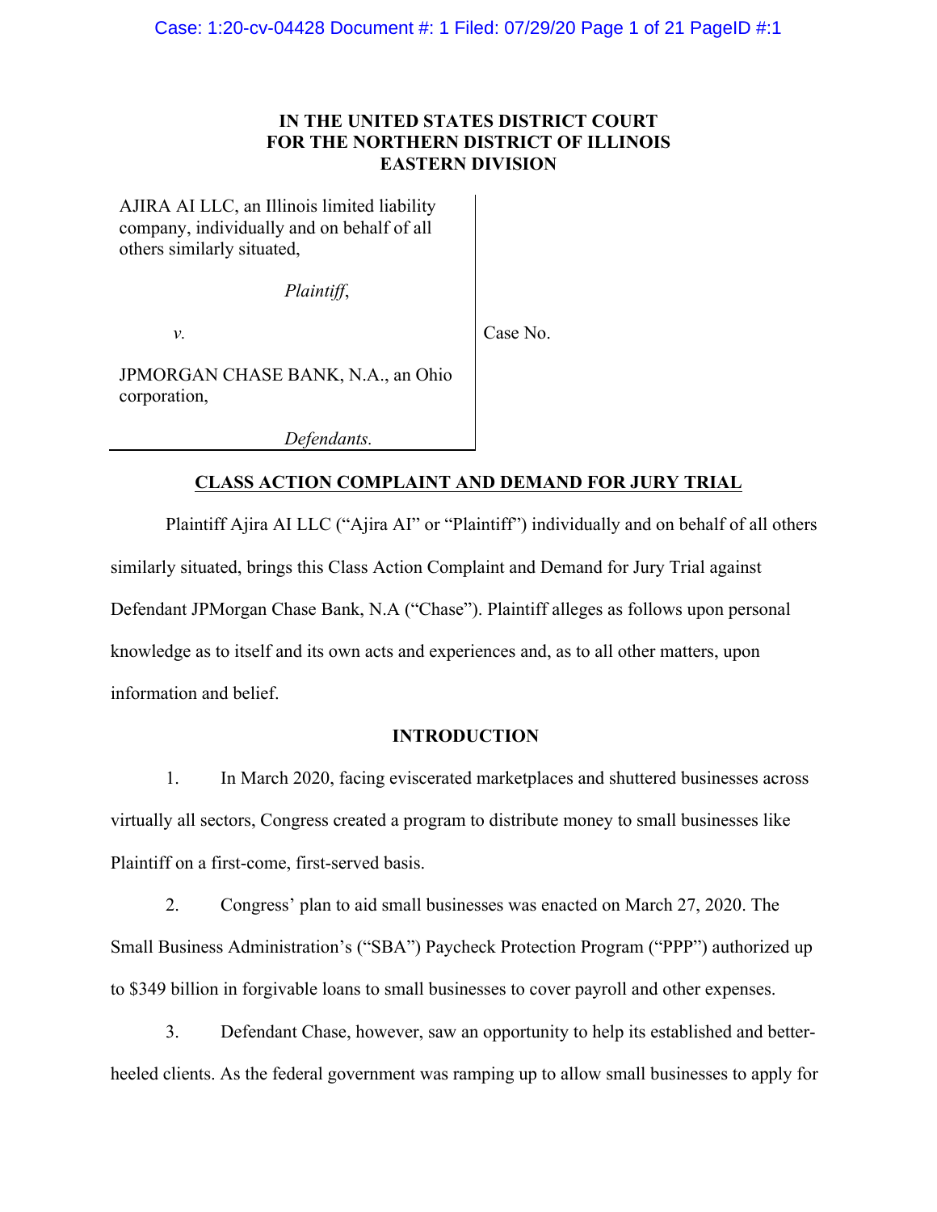**IN THE UNITED STATES DISTRICT COURT**
**FOR THE NORTHERN DISTRICT OF ILLINOIS**
**EASTERN DIVISION**

AJIRA AI LLC, an Illinois limited liability company, individually and on behalf of all others similarly situated,

*Plaintiff*,

*v.*

JPMORGAN CHASE BANK, N.A., an Ohio corporation,

*Defendants.*

Case No.

**CLASS ACTION COMPLAINT AND DEMAND FOR JURY TRIAL**

Plaintiff Ajira AI LLC ("Ajira AI" or "Plaintiff") individually and on behalf of all others similarly situated, brings this Class Action Complaint and Demand for Jury Trial against Defendant JPMorgan Chase Bank, N.A ("Chase"). Plaintiff alleges as follows upon personal knowledge as to itself and its own acts and experiences and, as to all other matters, upon information and belief.

**INTRODUCTION**

1. In March 2020, facing eviscerated marketplaces and shuttered businesses across virtually all sectors, Congress created a program to distribute money to small businesses like Plaintiff on a first-come, first-served basis.

2. Congress' plan to aid small businesses was enacted on March 27, 2020. The Small Business Administration's ("SBA") Paycheck Protection Program ("PPP") authorized up to $349 billion in forgivable loans to small businesses to cover payroll and other expenses.

3. Defendant Chase, however, saw an opportunity to help its established and better-heeled clients. As the federal government was ramping up to allow small businesses to apply for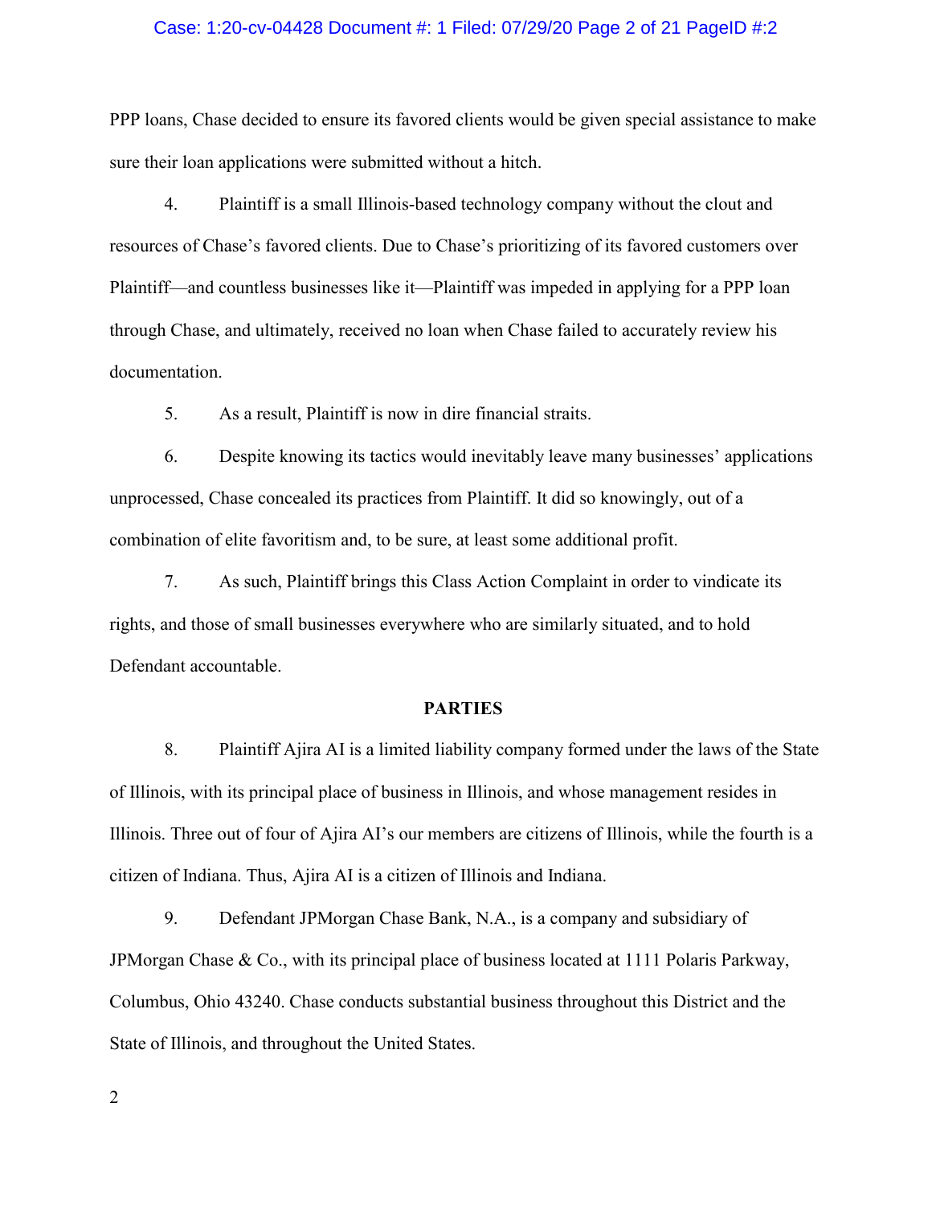PPP loans, Chase decided to ensure its favored clients would be given special assistance to make sure their loan applications were submitted without a hitch.

4. Plaintiff is a small Illinois-based technology company without the clout and resources of Chase's favored clients. Due to Chase's prioritizing of its favored customers over Plaintiff—and countless businesses like it—Plaintiff was impeded in applying for a PPP loan through Chase, and ultimately, received no loan when Chase failed to accurately review his documentation.

5. As a result, Plaintiff is now in dire financial straits.

6. Despite knowing its tactics would inevitably leave many businesses' applications unprocessed, Chase concealed its practices from Plaintiff. It did so knowingly, out of a combination of elite favoritism and, to be sure, at least some additional profit.

7. As such, Plaintiff brings this Class Action Complaint in order to vindicate its rights, and those of small businesses everywhere who are similarly situated, and to hold Defendant accountable.

## PARTIES

8. Plaintiff Ajira AI is a limited liability company formed under the laws of the State of Illinois, with its principal place of business in Illinois, and whose management resides in Illinois. Three out of four of Ajira AI's our members are citizens of Illinois, while the fourth is a citizen of Indiana. Thus, Ajira AI is a citizen of Illinois and Indiana.

9. Defendant JPMorgan Chase Bank, N.A., is a company and subsidiary of JPMorgan Chase & Co., with its principal place of business located at 1111 Polaris Parkway, Columbus, Ohio 43240. Chase conducts substantial business throughout this District and the State of Illinois, and throughout the United States.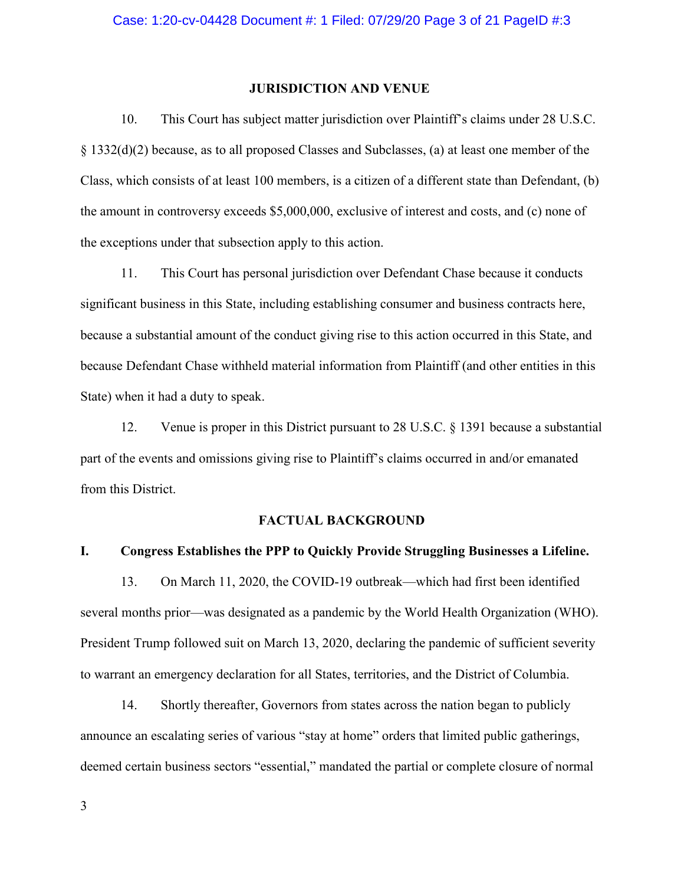## JURISDICTION AND VENUE

10. This Court has subject matter jurisdiction over Plaintiff's claims under 28 U.S.C. § 1332(d)(2) because, as to all proposed Classes and Subclasses, (a) at least one member of the Class, which consists of at least 100 members, is a citizen of a different state than Defendant, (b) the amount in controversy exceeds $5,000,000, exclusive of interest and costs, and (c) none of the exceptions under that subsection apply to this action.

11. This Court has personal jurisdiction over Defendant Chase because it conducts significant business in this State, including establishing consumer and business contracts here, because a substantial amount of the conduct giving rise to this action occurred in this State, and because Defendant Chase withheld material information from Plaintiff (and other entities in this State) when it had a duty to speak.

12. Venue is proper in this District pursuant to 28 U.S.C. § 1391 because a substantial part of the events and omissions giving rise to Plaintiff's claims occurred in and/or emanated from this District.

## FACTUAL BACKGROUND

### I. Congress Establishes the PPP to Quickly Provide Struggling Businesses a Lifeline.

13. On March 11, 2020, the COVID-19 outbreak—which had first been identified several months prior—was designated as a pandemic by the World Health Organization (WHO). President Trump followed suit on March 13, 2020, declaring the pandemic of sufficient severity to warrant an emergency declaration for all States, territories, and the District of Columbia.

14. Shortly thereafter, Governors from states across the nation began to publicly announce an escalating series of various "stay at home" orders that limited public gatherings, deemed certain business sectors "essential," mandated the partial or complete closure of normal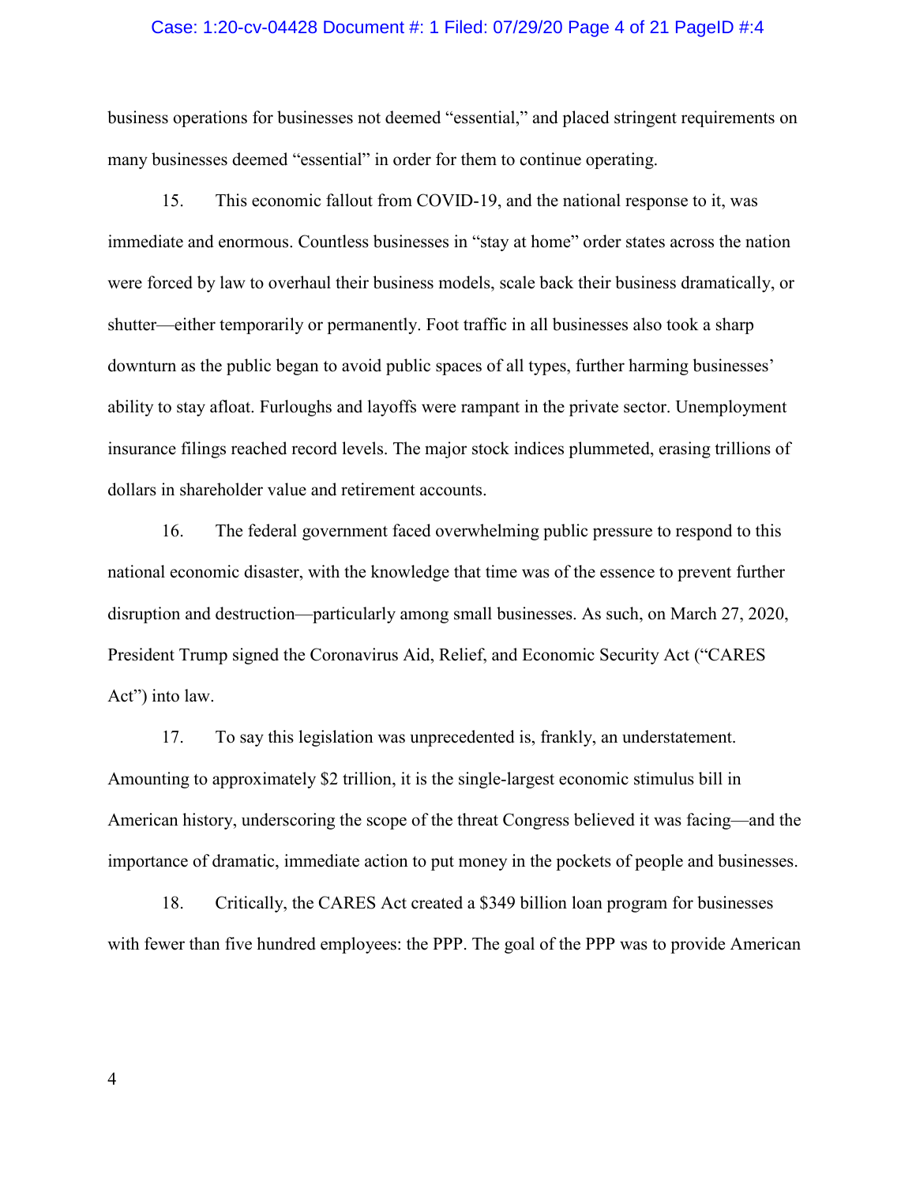business operations for businesses not deemed "essential," and placed stringent requirements on many businesses deemed "essential" in order for them to continue operating.

15. This economic fallout from COVID-19, and the national response to it, was immediate and enormous. Countless businesses in "stay at home" order states across the nation were forced by law to overhaul their business models, scale back their business dramatically, or shutter—either temporarily or permanently. Foot traffic in all businesses also took a sharp downturn as the public began to avoid public spaces of all types, further harming businesses' ability to stay afloat. Furloughs and layoffs were rampant in the private sector. Unemployment insurance filings reached record levels. The major stock indices plummeted, erasing trillions of dollars in shareholder value and retirement accounts.

16. The federal government faced overwhelming public pressure to respond to this national economic disaster, with the knowledge that time was of the essence to prevent further disruption and destruction—particularly among small businesses. As such, on March 27, 2020, President Trump signed the Coronavirus Aid, Relief, and Economic Security Act ("CARES Act") into law.

17. To say this legislation was unprecedented is, frankly, an understatement. Amounting to approximately $2 trillion, it is the single-largest economic stimulus bill in American history, underscoring the scope of the threat Congress believed it was facing—and the importance of dramatic, immediate action to put money in the pockets of people and businesses.

18. Critically, the CARES Act created a $349 billion loan program for businesses with fewer than five hundred employees: the PPP. The goal of the PPP was to provide American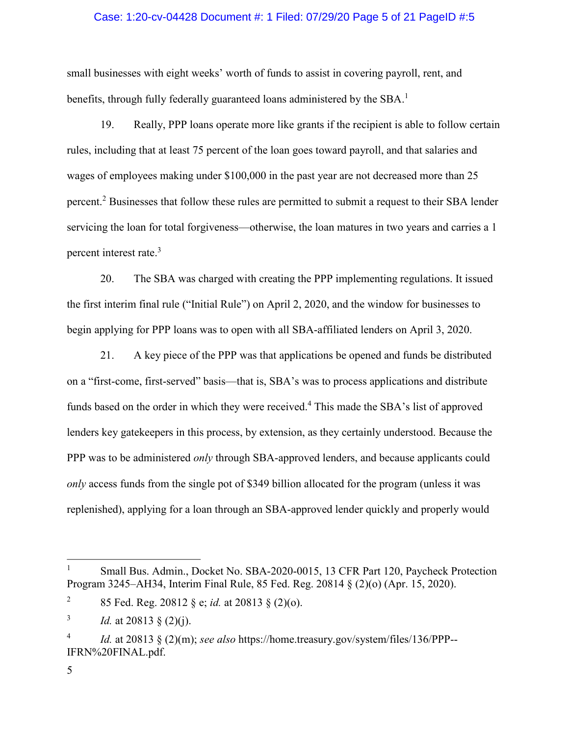small businesses with eight weeks' worth of funds to assist in covering payroll, rent, and benefits, through fully federally guaranteed loans administered by the SBA.[1]

19. Really, PPP loans operate more like grants if the recipient is able to follow certain rules, including that at least 75 percent of the loan goes toward payroll, and that salaries and wages of employees making under $100,000 in the past year are not decreased more than 25 percent.[2] Businesses that follow these rules are permitted to submit a request to their SBA lender servicing the loan for total forgiveness—otherwise, the loan matures in two years and carries a 1 percent interest rate.[3]

20. The SBA was charged with creating the PPP implementing regulations. It issued the first interim final rule ("Initial Rule") on April 2, 2020, and the window for businesses to begin applying for PPP loans was to open with all SBA-affiliated lenders on April 3, 2020.

21. A key piece of the PPP was that applications be opened and funds be distributed on a "first-come, first-served" basis—that is, SBA's was to process applications and distribute funds based on the order in which they were received.[4] This made the SBA's list of approved lenders key gatekeepers in this process, by extension, as they certainly understood. Because the PPP was to be administered *only* through SBA-approved lenders, and because applicants could *only* access funds from the single pot of $349 billion allocated for the program (unless it was replenished), applying for a loan through an SBA-approved lender quickly and properly would

---

[1] Small Bus. Admin., Docket No. SBA-2020-0015, 13 CFR Part 120, Paycheck Protection Program 3245–AH34, Interim Final Rule, 85 Fed. Reg. 20814 § (2)(o) (Apr. 15, 2020).

[2] 85 Fed. Reg. 20812 § e; *id.* at 20813 § (2)(o).

[3] *Id.* at 20813 § (2)(j).

[4] *Id.* at 20813 § (2)(m); *see also* https://home.treasury.gov/system/files/136/PPP--IFRN%20FINAL.pdf.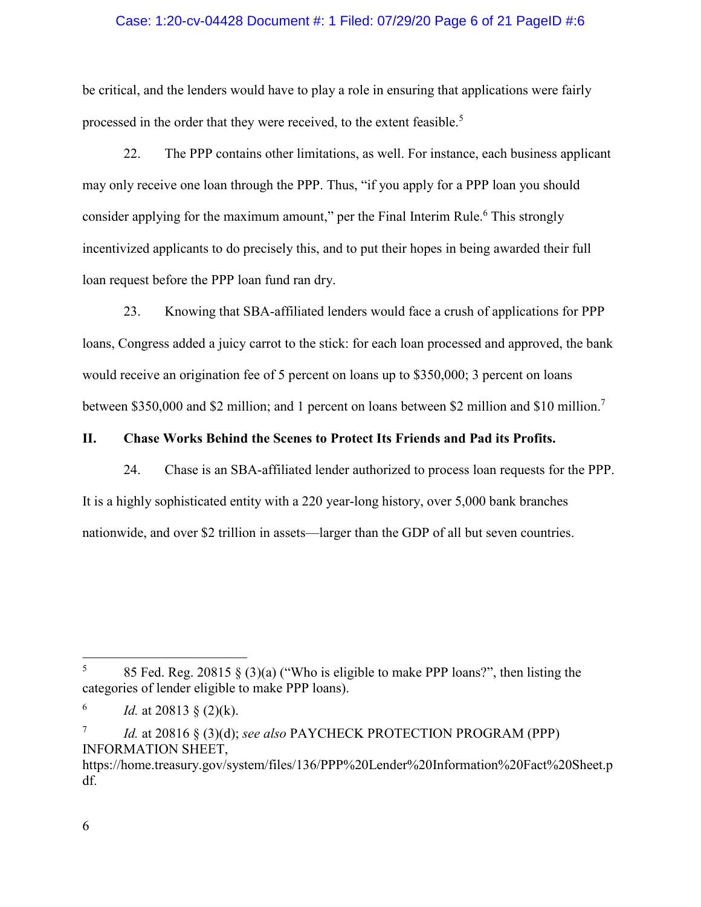be critical, and the lenders would have to play a role in ensuring that applications were fairly processed in the order that they were received, to the extent feasible.[5]

22. The PPP contains other limitations, as well. For instance, each business applicant may only receive one loan through the PPP. Thus, "if you apply for a PPP loan you should consider applying for the maximum amount," per the Final Interim Rule.[6] This strongly incentivized applicants to do precisely this, and to put their hopes in being awarded their full loan request before the PPP loan fund ran dry.

23. Knowing that SBA-affiliated lenders would face a crush of applications for PPP loans, Congress added a juicy carrot to the stick: for each loan processed and approved, the bank would receive an origination fee of 5 percent on loans up to $350,000; 3 percent on loans between $350,000 and $2 million; and 1 percent on loans between $2 million and $10 million.[7]

## II. Chase Works Behind the Scenes to Protect Its Friends and Pad its Profits.

24. Chase is an SBA-affiliated lender authorized to process loan requests for the PPP. It is a highly sophisticated entity with a 220 year-long history, over 5,000 bank branches nationwide, and over $2 trillion in assets—larger than the GDP of all but seven countries.

---

[5] 85 Fed. Reg. 20815 § (3)(a) ("Who is eligible to make PPP loans?", then listing the categories of lender eligible to make PPP loans).

[6] *Id.* at 20813 § (2)(k).

[7] *Id.* at 20816 § (3)(d); *see also* PAYCHECK PROTECTION PROGRAM (PPP) INFORMATION SHEET, https://home.treasury.gov/system/files/136/PPP%20Lender%20Information%20Fact%20Sheet.pdf.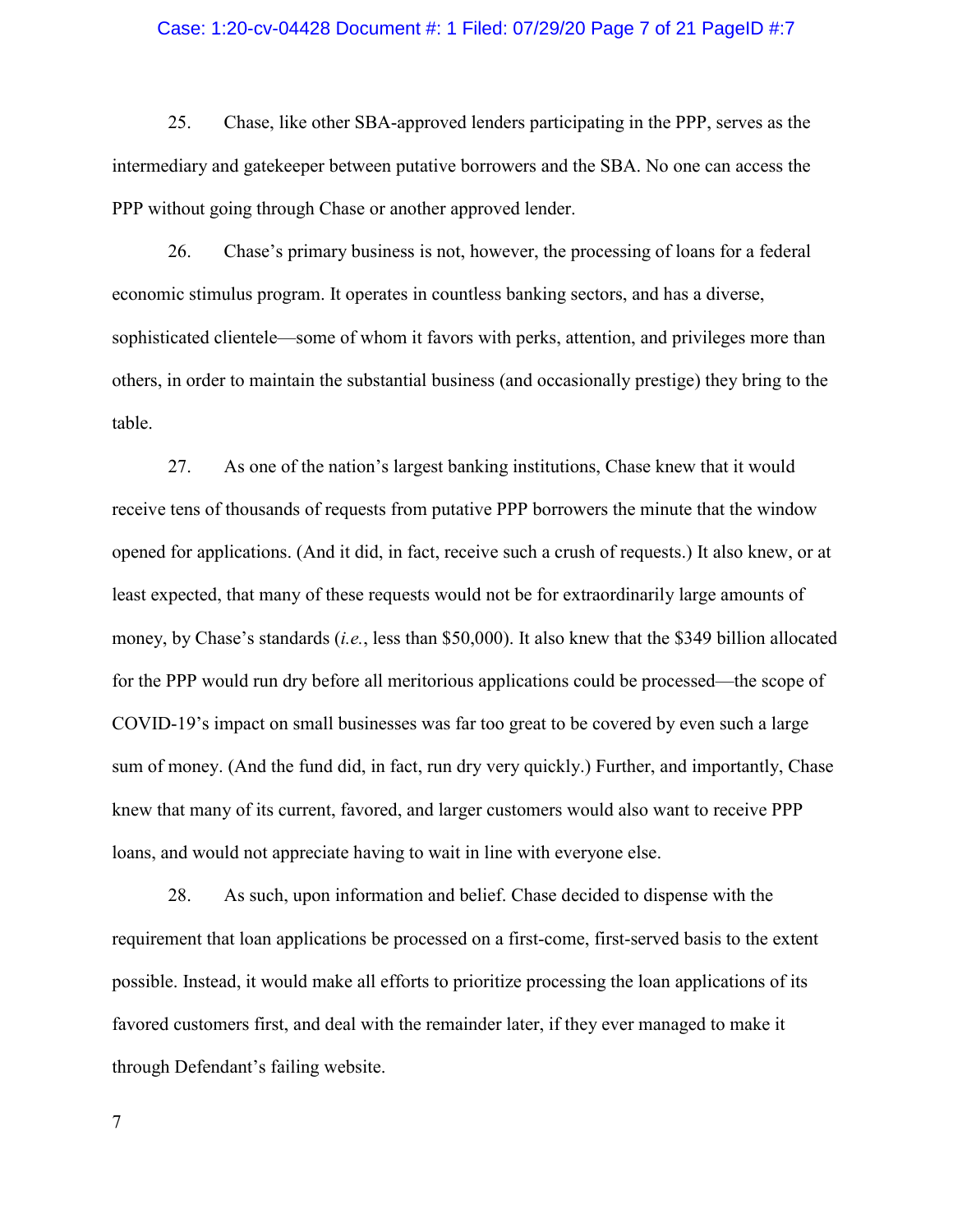25. Chase, like other SBA-approved lenders participating in the PPP, serves as the intermediary and gatekeeper between putative borrowers and the SBA. No one can access the PPP without going through Chase or another approved lender.

26. Chase's primary business is not, however, the processing of loans for a federal economic stimulus program. It operates in countless banking sectors, and has a diverse, sophisticated clientele—some of whom it favors with perks, attention, and privileges more than others, in order to maintain the substantial business (and occasionally prestige) they bring to the table.

27. As one of the nation's largest banking institutions, Chase knew that it would receive tens of thousands of requests from putative PPP borrowers the minute that the window opened for applications. (And it did, in fact, receive such a crush of requests.) It also knew, or at least expected, that many of these requests would not be for extraordinarily large amounts of money, by Chase's standards (*i.e.*, less than $50,000). It also knew that the $349 billion allocated for the PPP would run dry before all meritorious applications could be processed—the scope of COVID-19's impact on small businesses was far too great to be covered by even such a large sum of money. (And the fund did, in fact, run dry very quickly.) Further, and importantly, Chase knew that many of its current, favored, and larger customers would also want to receive PPP loans, and would not appreciate having to wait in line with everyone else.

28. As such, upon information and belief. Chase decided to dispense with the requirement that loan applications be processed on a first-come, first-served basis to the extent possible. Instead, it would make all efforts to prioritize processing the loan applications of its favored customers first, and deal with the remainder later, if they ever managed to make it through Defendant's failing website.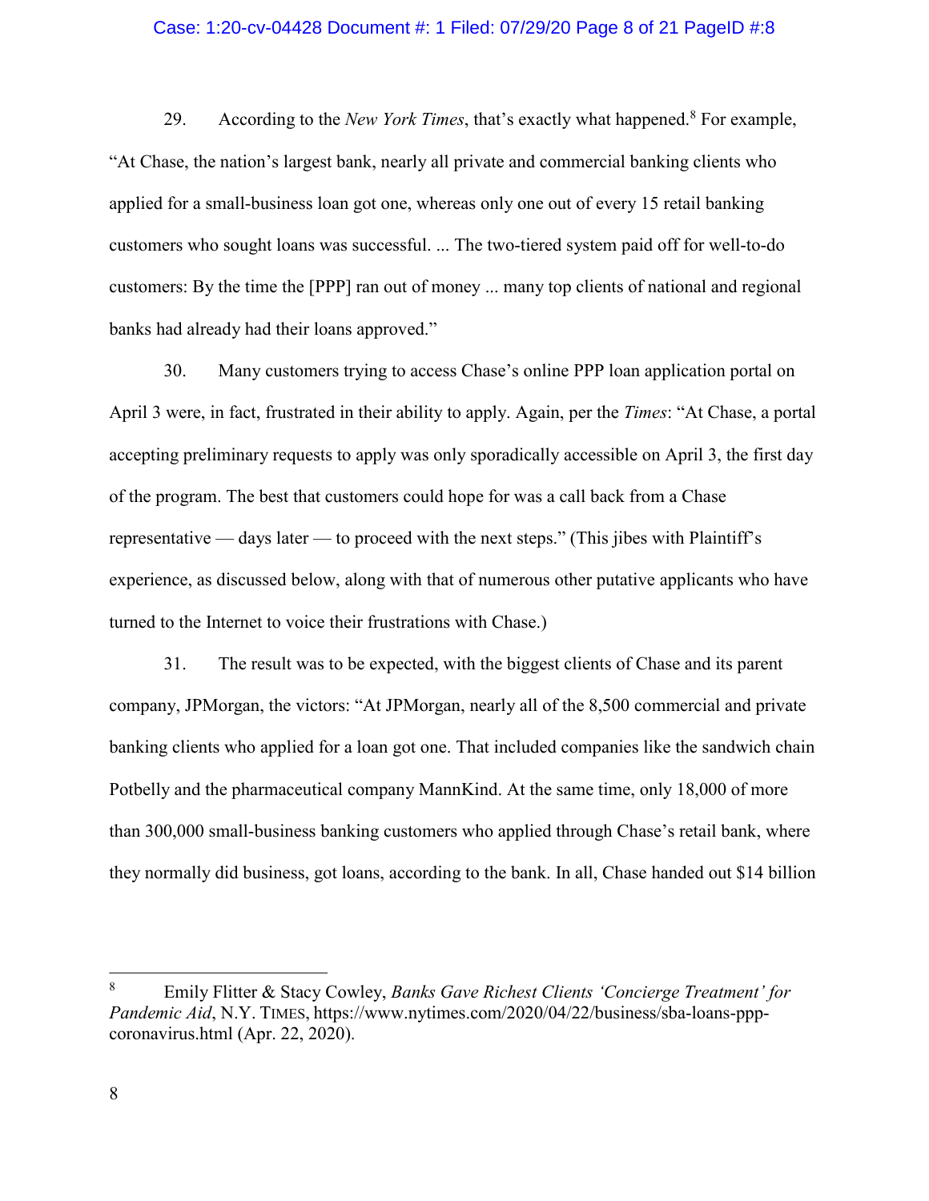29. According to the *New York Times*, that's exactly what happened.[8] For example, "At Chase, the nation's largest bank, nearly all private and commercial banking clients who applied for a small-business loan got one, whereas only one out of every 15 retail banking customers who sought loans was successful. ... The two-tiered system paid off for well-to-do customers: By the time the [PPP] ran out of money ... many top clients of national and regional banks had already had their loans approved."

30. Many customers trying to access Chase's online PPP loan application portal on April 3 were, in fact, frustrated in their ability to apply. Again, per the *Times*: "At Chase, a portal accepting preliminary requests to apply was only sporadically accessible on April 3, the first day of the program. The best that customers could hope for was a call back from a Chase representative — days later — to proceed with the next steps." (This jibes with Plaintiff's experience, as discussed below, along with that of numerous other putative applicants who have turned to the Internet to voice their frustrations with Chase.)

31. The result was to be expected, with the biggest clients of Chase and its parent company, JPMorgan, the victors: "At JPMorgan, nearly all of the 8,500 commercial and private banking clients who applied for a loan got one. That included companies like the sandwich chain Potbelly and the pharmaceutical company MannKind. At the same time, only 18,000 of more than 300,000 small-business banking customers who applied through Chase's retail bank, where they normally did business, got loans, according to the bank. In all, Chase handed out $14 billion

---

[8] Emily Flitter & Stacy Cowley, *Banks Gave Richest Clients 'Concierge Treatment' for Pandemic Aid*, N.Y. TIMES, https://www.nytimes.com/2020/04/22/business/sba-loans-ppp-coronavirus.html (Apr. 22, 2020).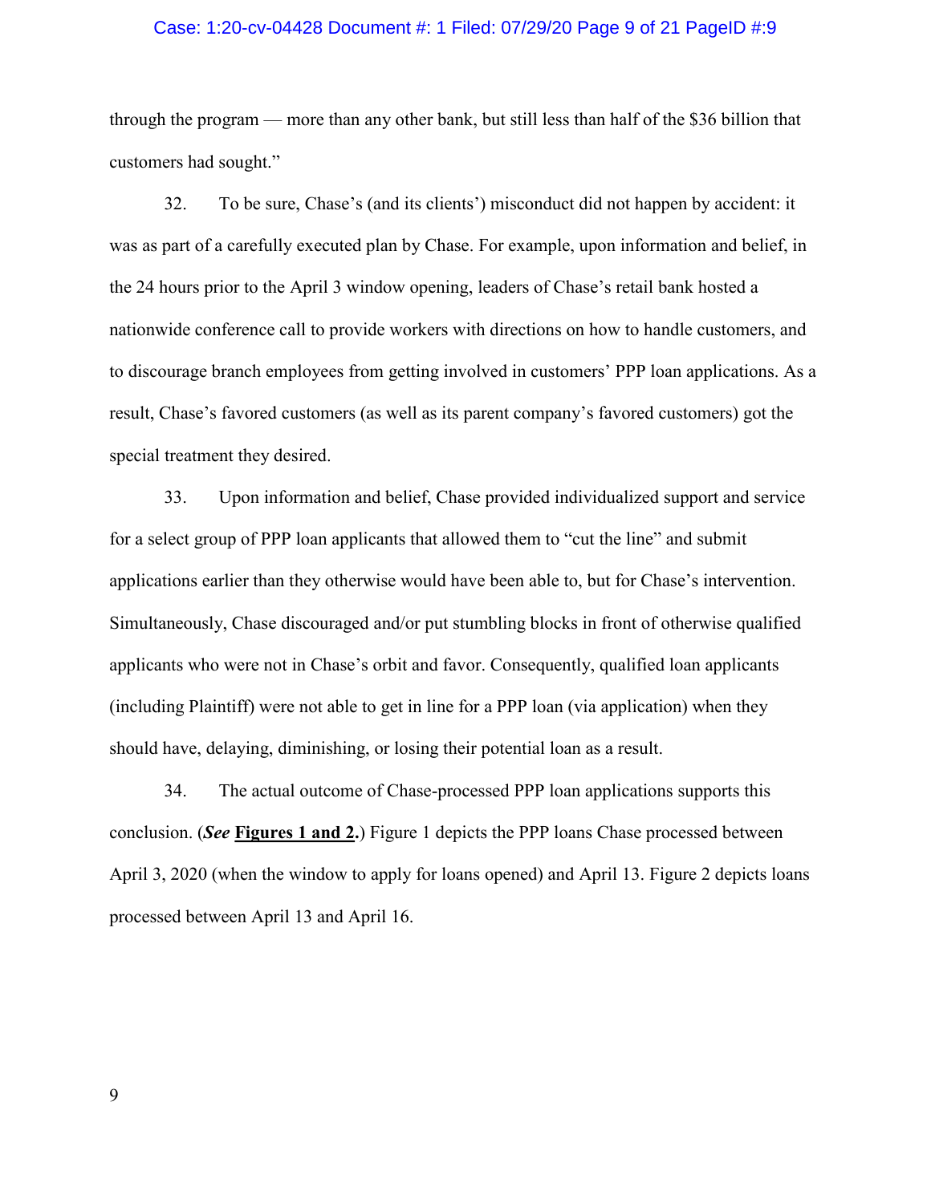through the program — more than any other bank, but still less than half of the $36 billion that customers had sought."

32. To be sure, Chase's (and its clients') misconduct did not happen by accident: it was as part of a carefully executed plan by Chase. For example, upon information and belief, in the 24 hours prior to the April 3 window opening, leaders of Chase's retail bank hosted a nationwide conference call to provide workers with directions on how to handle customers, and to discourage branch employees from getting involved in customers' PPP loan applications. As a result, Chase's favored customers (as well as its parent company's favored customers) got the special treatment they desired.

33. Upon information and belief, Chase provided individualized support and service for a select group of PPP loan applicants that allowed them to "cut the line" and submit applications earlier than they otherwise would have been able to, but for Chase's intervention. Simultaneously, Chase discouraged and/or put stumbling blocks in front of otherwise qualified applicants who were not in Chase's orbit and favor. Consequently, qualified loan applicants (including Plaintiff) were not able to get in line for a PPP loan (via application) when they should have, delaying, diminishing, or losing their potential loan as a result.

34. The actual outcome of Chase-processed PPP loan applications supports this conclusion. (***See*** **<u>Figures 1 and 2</u>.**) Figure 1 depicts the PPP loans Chase processed between April 3, 2020 (when the window to apply for loans opened) and April 13. Figure 2 depicts loans processed between April 13 and April 16.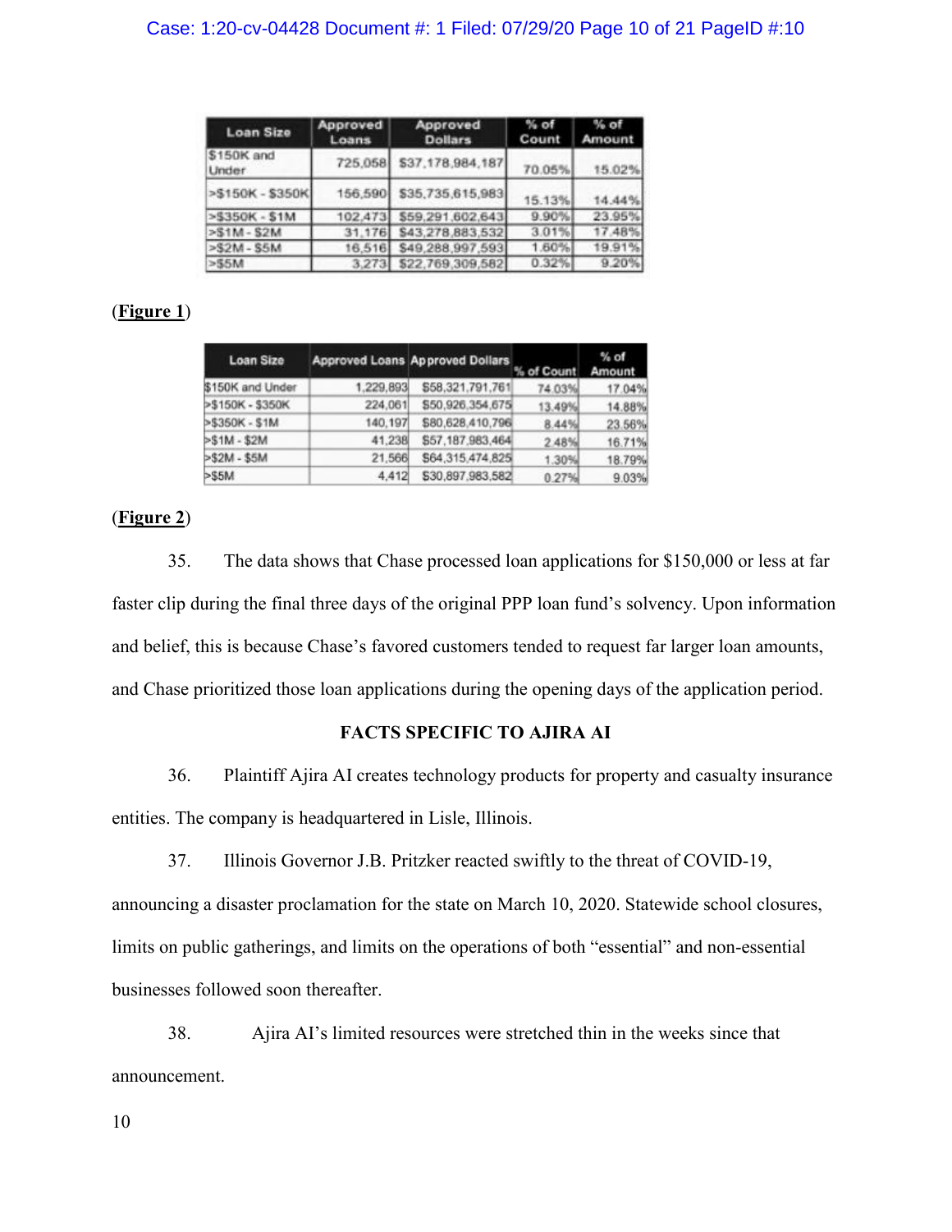| Loan Size | Approved Loans | Approved Dollars | % of Count | % of Amount |
|---|---|---|---|---|
| $150K and Under | 725,058 | $37,178,984,187 | 70.05% | 15.02% |
| >$150K - $350K | 156,590 | $35,735,615,983 | 15.13% | 14.44% |
| >$350K - $1M | 102,473 | $59,291,602,643 | 9.90% | 23.95% |
| >$1M - $2M | 31,176 | $43,278,883,532 | 3.01% | 17.48% |
| >$2M - $5M | 16,516 | $49,288,997,593 | 1.60% | 19.91% |
| >$5M | 3,273 | $22,769,309,582 | 0.32% | 9.20% |

(**Figure 1**)

| Loan Size | Approved Loans | Approved Dollars | % of Count | % of Amount |
|---|---|---|---|---|
| $150K and Under | 1,229,893 | $58,321,791,761 | 74.03% | 17.04% |
| >$150K - $350K | 224,061 | $50,926,354,675 | 13.49% | 14.88% |
| >$350K - $1M | 140,197 | $80,628,410,796 | 8.44% | 23.56% |
| >$1M - $2M | 41,238 | $57,187,983,464 | 2.48% | 16.71% |
| >$2M - $5M | 21,566 | $64,315,474,825 | 1.30% | 18.79% |
| >$5M | 4,412 | $30,897,983,582 | 0.27% | 9.03% |

(**Figure 2**)

35. The data shows that Chase processed loan applications for $150,000 or less at far faster clip during the final three days of the original PPP loan fund's solvency. Upon information and belief, this is because Chase's favored customers tended to request far larger loan amounts, and Chase prioritized those loan applications during the opening days of the application period.

**FACTS SPECIFIC TO AJIRA AI**

36. Plaintiff Ajira AI creates technology products for property and casualty insurance entities. The company is headquartered in Lisle, Illinois.

37. Illinois Governor J.B. Pritzker reacted swiftly to the threat of COVID-19, announcing a disaster proclamation for the state on March 10, 2020. Statewide school closures, limits on public gatherings, and limits on the operations of both "essential" and non-essential businesses followed soon thereafter.

38. Ajira AI's limited resources were stretched thin in the weeks since that announcement.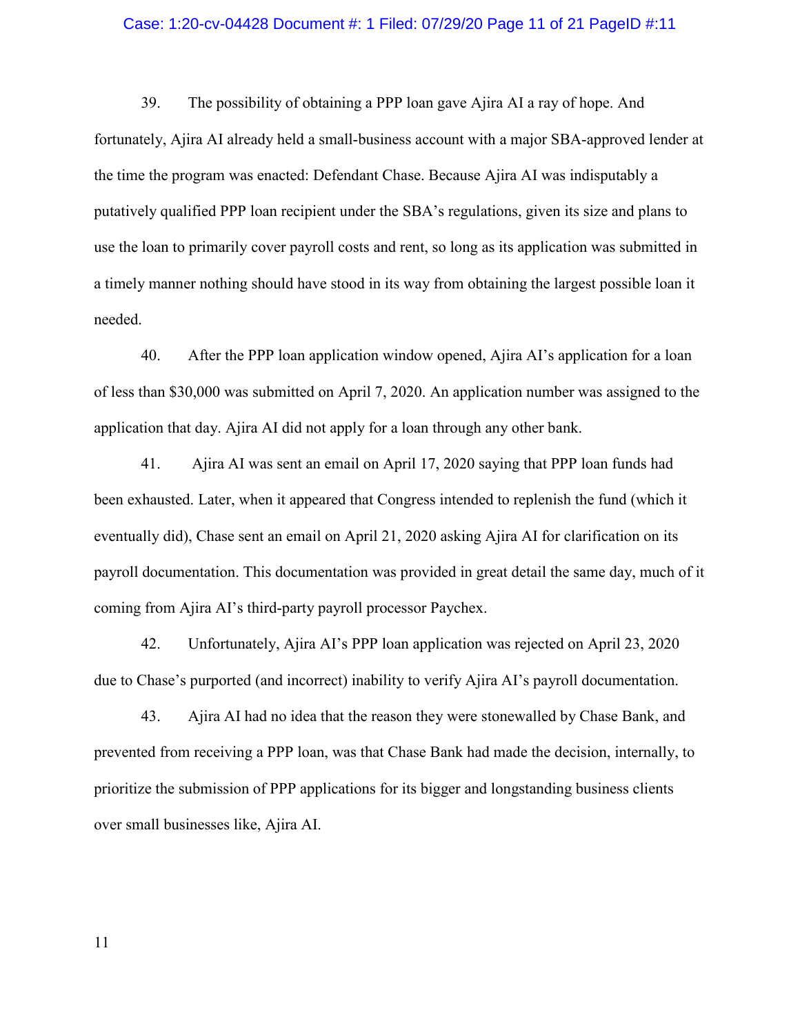39. The possibility of obtaining a PPP loan gave Ajira AI a ray of hope. And fortunately, Ajira AI already held a small-business account with a major SBA-approved lender at the time the program was enacted: Defendant Chase. Because Ajira AI was indisputably a putatively qualified PPP loan recipient under the SBA's regulations, given its size and plans to use the loan to primarily cover payroll costs and rent, so long as its application was submitted in a timely manner nothing should have stood in its way from obtaining the largest possible loan it needed.

40. After the PPP loan application window opened, Ajira AI's application for a loan of less than $30,000 was submitted on April 7, 2020. An application number was assigned to the application that day. Ajira AI did not apply for a loan through any other bank.

41. Ajira AI was sent an email on April 17, 2020 saying that PPP loan funds had been exhausted. Later, when it appeared that Congress intended to replenish the fund (which it eventually did), Chase sent an email on April 21, 2020 asking Ajira AI for clarification on its payroll documentation. This documentation was provided in great detail the same day, much of it coming from Ajira AI's third-party payroll processor Paychex.

42. Unfortunately, Ajira AI's PPP loan application was rejected on April 23, 2020 due to Chase's purported (and incorrect) inability to verify Ajira AI's payroll documentation.

43. Ajira AI had no idea that the reason they were stonewalled by Chase Bank, and prevented from receiving a PPP loan, was that Chase Bank had made the decision, internally, to prioritize the submission of PPP applications for its bigger and longstanding business clients over small businesses like, Ajira AI.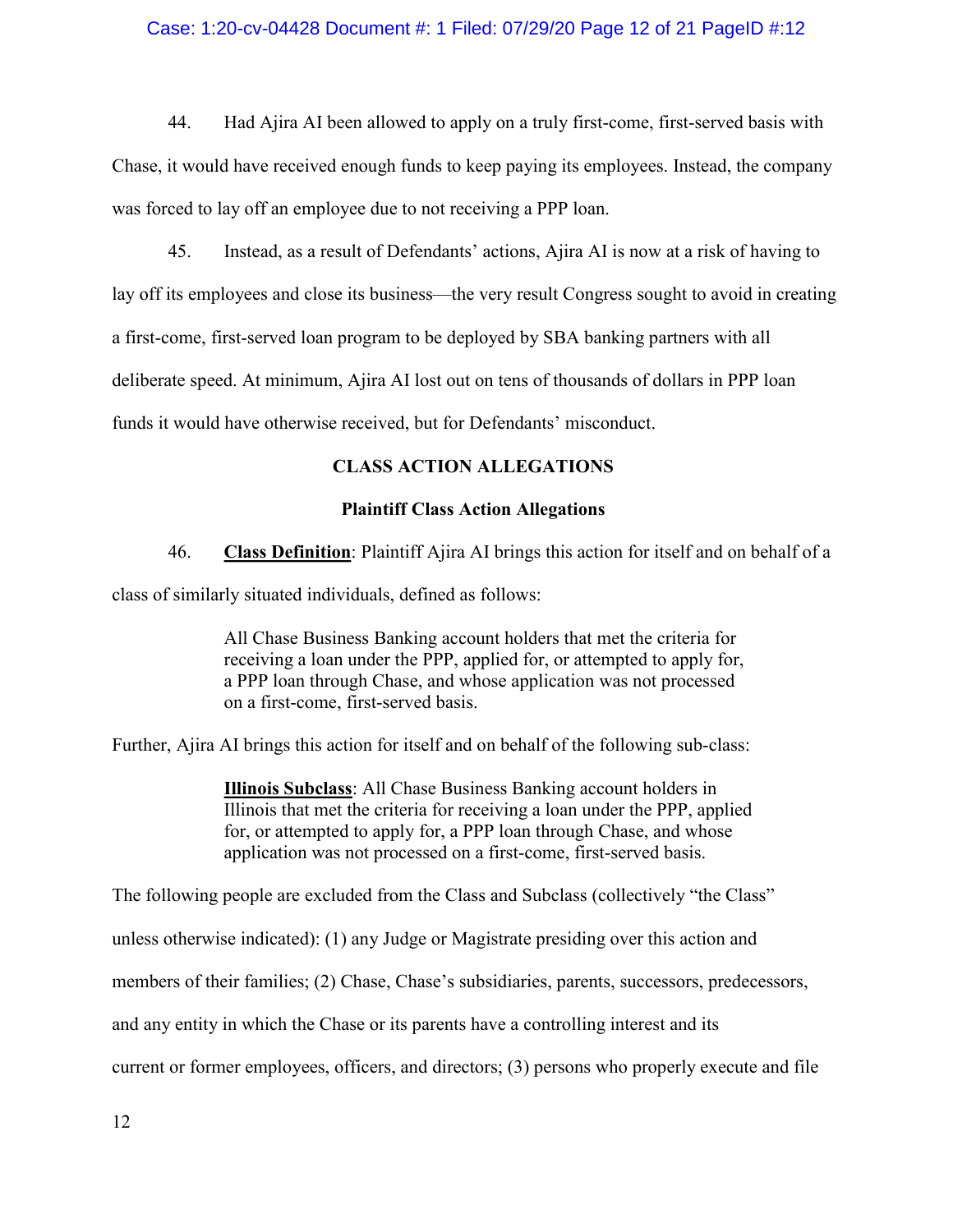44. Had Ajira AI been allowed to apply on a truly first-come, first-served basis with Chase, it would have received enough funds to keep paying its employees. Instead, the company was forced to lay off an employee due to not receiving a PPP loan.

45. Instead, as a result of Defendants' actions, Ajira AI is now at a risk of having to lay off its employees and close its business—the very result Congress sought to avoid in creating a first-come, first-served loan program to be deployed by SBA banking partners with all deliberate speed. At minimum, Ajira AI lost out on tens of thousands of dollars in PPP loan funds it would have otherwise received, but for Defendants' misconduct.

## CLASS ACTION ALLEGATIONS

### Plaintiff Class Action Allegations

46. **Class Definition**: Plaintiff Ajira AI brings this action for itself and on behalf of a class of similarly situated individuals, defined as follows:

> All Chase Business Banking account holders that met the criteria for receiving a loan under the PPP, applied for, or attempted to apply for, a PPP loan through Chase, and whose application was not processed on a first-come, first-served basis.

Further, Ajira AI brings this action for itself and on behalf of the following sub-class:

> **Illinois Subclass**: All Chase Business Banking account holders in Illinois that met the criteria for receiving a loan under the PPP, applied for, or attempted to apply for, a PPP loan through Chase, and whose application was not processed on a first-come, first-served basis.

The following people are excluded from the Class and Subclass (collectively "the Class" unless otherwise indicated): (1) any Judge or Magistrate presiding over this action and members of their families; (2) Chase, Chase's subsidiaries, parents, successors, predecessors, and any entity in which the Chase or its parents have a controlling interest and its current or former employees, officers, and directors; (3) persons who properly execute and file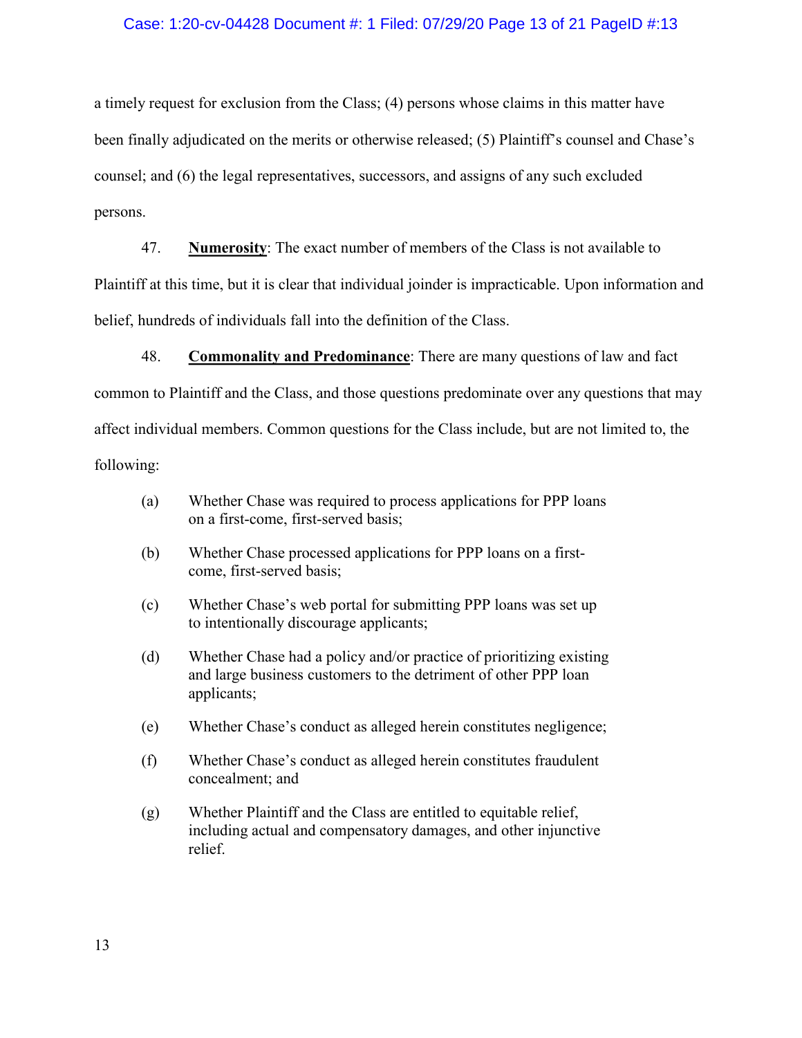a timely request for exclusion from the Class; (4) persons whose claims in this matter have been finally adjudicated on the merits or otherwise released; (5) Plaintiff's counsel and Chase's counsel; and (6) the legal representatives, successors, and assigns of any such excluded persons.

47. **Numerosity**: The exact number of members of the Class is not available to Plaintiff at this time, but it is clear that individual joinder is impracticable. Upon information and belief, hundreds of individuals fall into the definition of the Class.

48. **Commonality and Predominance**: There are many questions of law and fact common to Plaintiff and the Class, and those questions predominate over any questions that may affect individual members. Common questions for the Class include, but are not limited to, the following:

(a) Whether Chase was required to process applications for PPP loans on a first-come, first-served basis;

(b) Whether Chase processed applications for PPP loans on a first-come, first-served basis;

(c) Whether Chase's web portal for submitting PPP loans was set up to intentionally discourage applicants;

(d) Whether Chase had a policy and/or practice of prioritizing existing and large business customers to the detriment of other PPP loan applicants;

(e) Whether Chase's conduct as alleged herein constitutes negligence;

(f) Whether Chase's conduct as alleged herein constitutes fraudulent concealment; and

(g) Whether Plaintiff and the Class are entitled to equitable relief, including actual and compensatory damages, and other injunctive relief.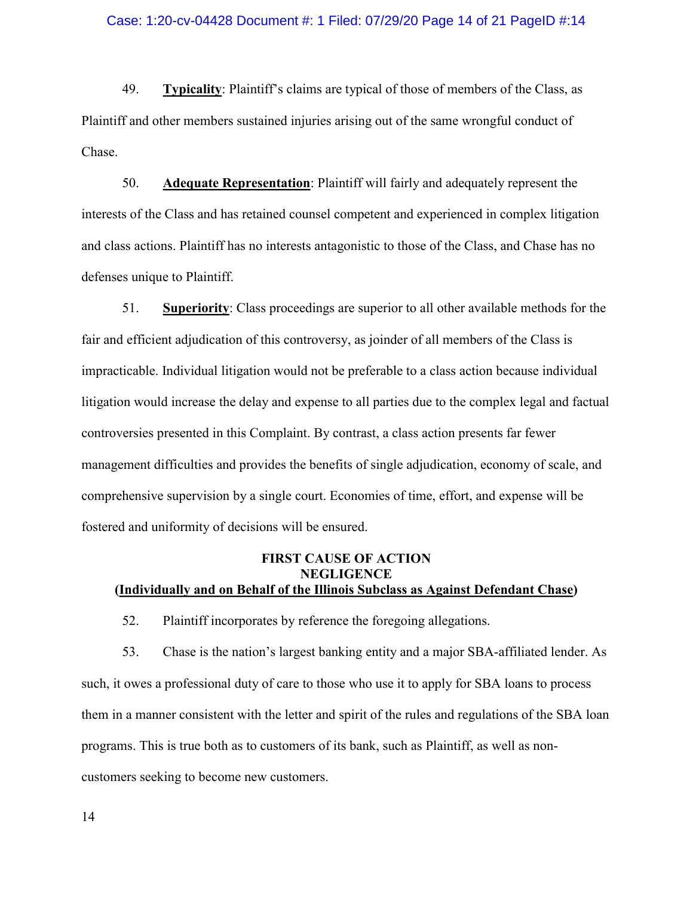49. **<u>Typicality</u>**: Plaintiff's claims are typical of those of members of the Class, as Plaintiff and other members sustained injuries arising out of the same wrongful conduct of Chase.

50. **<u>Adequate Representation</u>**: Plaintiff will fairly and adequately represent the interests of the Class and has retained counsel competent and experienced in complex litigation and class actions. Plaintiff has no interests antagonistic to those of the Class, and Chase has no defenses unique to Plaintiff.

51. **<u>Superiority</u>**: Class proceedings are superior to all other available methods for the fair and efficient adjudication of this controversy, as joinder of all members of the Class is impracticable. Individual litigation would not be preferable to a class action because individual litigation would increase the delay and expense to all parties due to the complex legal and factual controversies presented in this Complaint. By contrast, a class action presents far fewer management difficulties and provides the benefits of single adjudication, economy of scale, and comprehensive supervision by a single court. Economies of time, effort, and expense will be fostered and uniformity of decisions will be ensured.

## FIRST CAUSE OF ACTION
## NEGLIGENCE
## (<u>Individually and on Behalf of the Illinois Subclass as Against Defendant Chase</u>)

52. Plaintiff incorporates by reference the foregoing allegations.

53. Chase is the nation's largest banking entity and a major SBA-affiliated lender. As such, it owes a professional duty of care to those who use it to apply for SBA loans to process them in a manner consistent with the letter and spirit of the rules and regulations of the SBA loan programs. This is true both as to customers of its bank, such as Plaintiff, as well as non-customers seeking to become new customers.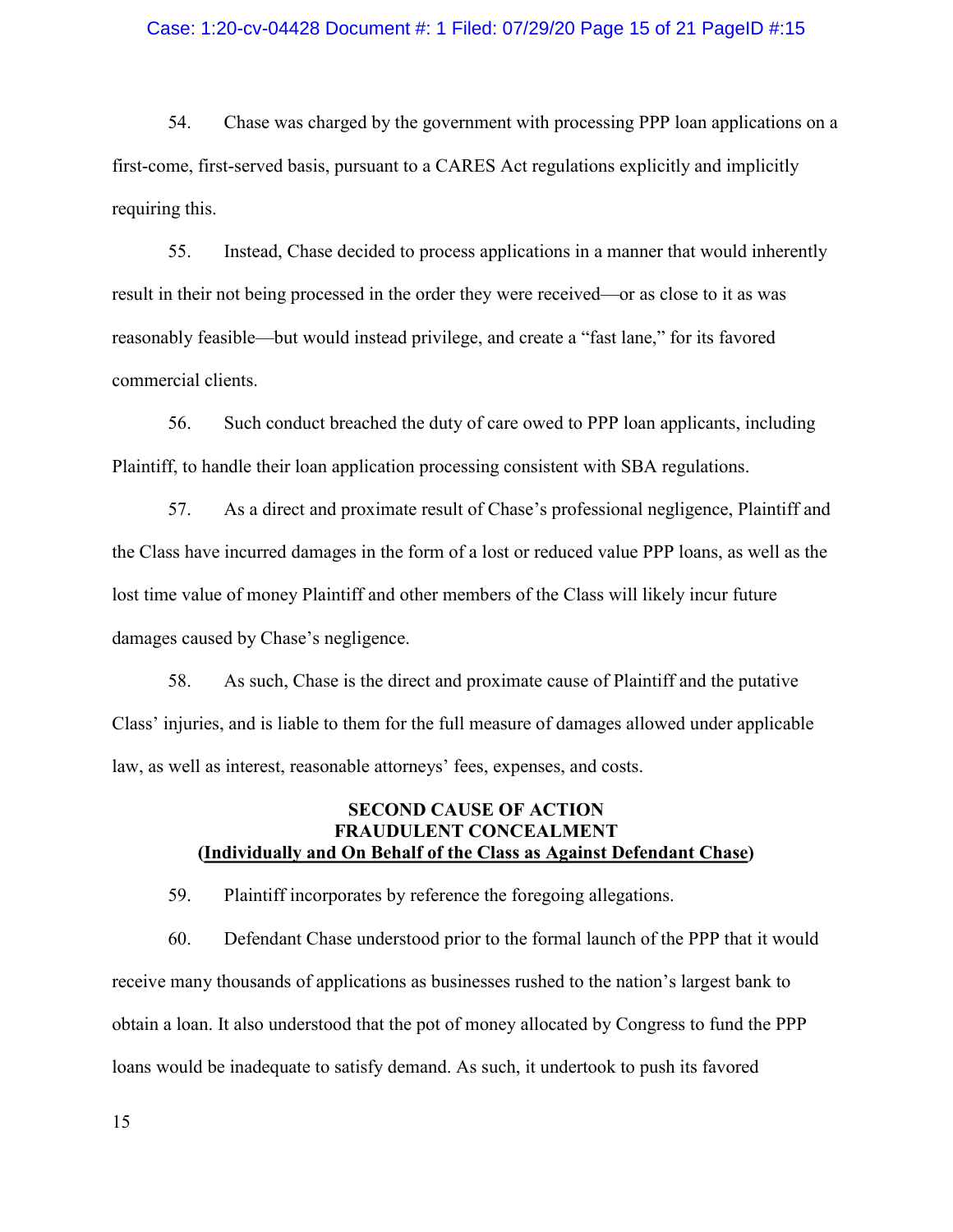54. Chase was charged by the government with processing PPP loan applications on a first-come, first-served basis, pursuant to a CARES Act regulations explicitly and implicitly requiring this.

55. Instead, Chase decided to process applications in a manner that would inherently result in their not being processed in the order they were received—or as close to it as was reasonably feasible—but would instead privilege, and create a "fast lane," for its favored commercial clients.

56. Such conduct breached the duty of care owed to PPP loan applicants, including Plaintiff, to handle their loan application processing consistent with SBA regulations.

57. As a direct and proximate result of Chase's professional negligence, Plaintiff and the Class have incurred damages in the form of a lost or reduced value PPP loans, as well as the lost time value of money Plaintiff and other members of the Class will likely incur future damages caused by Chase's negligence.

58. As such, Chase is the direct and proximate cause of Plaintiff and the putative Class' injuries, and is liable to them for the full measure of damages allowed under applicable law, as well as interest, reasonable attorneys' fees, expenses, and costs.

**SECOND CAUSE OF ACTION**
**FRAUDULENT CONCEALMENT**
**(<u>Individually and On Behalf of the Class as Against Defendant Chase</u>)**

59. Plaintiff incorporates by reference the foregoing allegations.

60. Defendant Chase understood prior to the formal launch of the PPP that it would receive many thousands of applications as businesses rushed to the nation's largest bank to obtain a loan. It also understood that the pot of money allocated by Congress to fund the PPP loans would be inadequate to satisfy demand. As such, it undertook to push its favored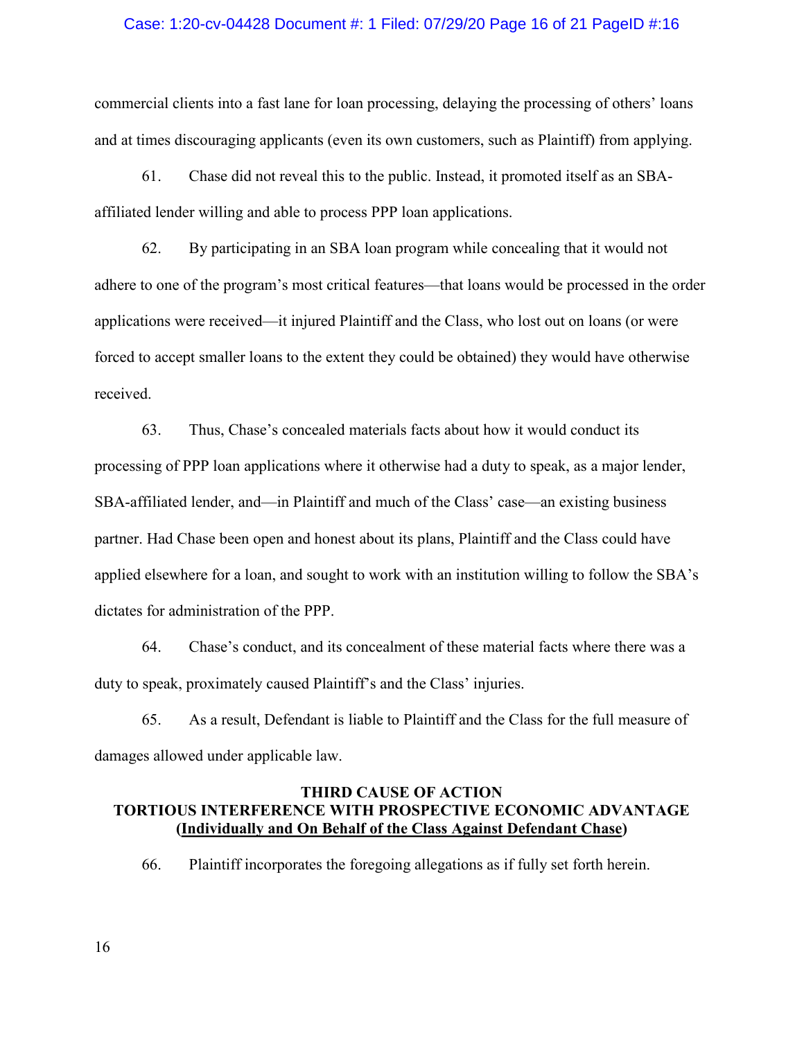commercial clients into a fast lane for loan processing, delaying the processing of others' loans and at times discouraging applicants (even its own customers, such as Plaintiff) from applying.

61. Chase did not reveal this to the public. Instead, it promoted itself as an SBA-affiliated lender willing and able to process PPP loan applications.

62. By participating in an SBA loan program while concealing that it would not adhere to one of the program's most critical features—that loans would be processed in the order applications were received—it injured Plaintiff and the Class, who lost out on loans (or were forced to accept smaller loans to the extent they could be obtained) they would have otherwise received.

63. Thus, Chase's concealed materials facts about how it would conduct its processing of PPP loan applications where it otherwise had a duty to speak, as a major lender, SBA-affiliated lender, and—in Plaintiff and much of the Class' case—an existing business partner. Had Chase been open and honest about its plans, Plaintiff and the Class could have applied elsewhere for a loan, and sought to work with an institution willing to follow the SBA's dictates for administration of the PPP.

64. Chase's conduct, and its concealment of these material facts where there was a duty to speak, proximately caused Plaintiff's and the Class' injuries.

65. As a result, Defendant is liable to Plaintiff and the Class for the full measure of damages allowed under applicable law.

**THIRD CAUSE OF ACTION**
**TORTIOUS INTERFERENCE WITH PROSPECTIVE ECONOMIC ADVANTAGE**
**(Individually and On Behalf of the Class Against Defendant Chase)**

66. Plaintiff incorporates the foregoing allegations as if fully set forth herein.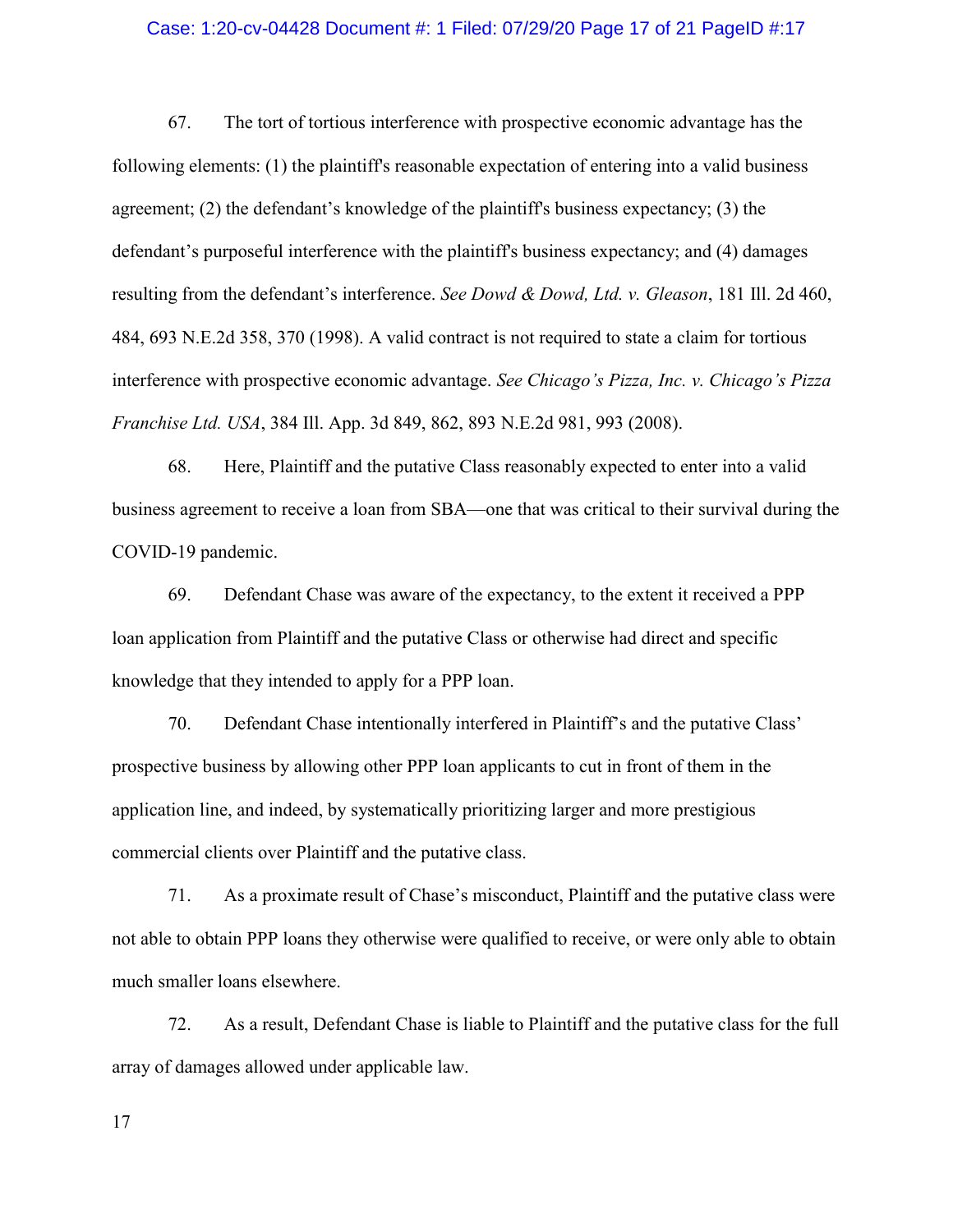67. The tort of tortious interference with prospective economic advantage has the following elements: (1) the plaintiff's reasonable expectation of entering into a valid business agreement; (2) the defendant's knowledge of the plaintiff's business expectancy; (3) the defendant's purposeful interference with the plaintiff's business expectancy; and (4) damages resulting from the defendant's interference. *See Dowd & Dowd, Ltd. v. Gleason*, 181 Ill. 2d 460, 484, 693 N.E.2d 358, 370 (1998). A valid contract is not required to state a claim for tortious interference with prospective economic advantage. *See Chicago's Pizza, Inc. v. Chicago's Pizza Franchise Ltd. USA*, 384 Ill. App. 3d 849, 862, 893 N.E.2d 981, 993 (2008).

68. Here, Plaintiff and the putative Class reasonably expected to enter into a valid business agreement to receive a loan from SBA—one that was critical to their survival during the COVID-19 pandemic.

69. Defendant Chase was aware of the expectancy, to the extent it received a PPP loan application from Plaintiff and the putative Class or otherwise had direct and specific knowledge that they intended to apply for a PPP loan.

70. Defendant Chase intentionally interfered in Plaintiff's and the putative Class' prospective business by allowing other PPP loan applicants to cut in front of them in the application line, and indeed, by systematically prioritizing larger and more prestigious commercial clients over Plaintiff and the putative class.

71. As a proximate result of Chase's misconduct, Plaintiff and the putative class were not able to obtain PPP loans they otherwise were qualified to receive, or were only able to obtain much smaller loans elsewhere.

72. As a result, Defendant Chase is liable to Plaintiff and the putative class for the full array of damages allowed under applicable law.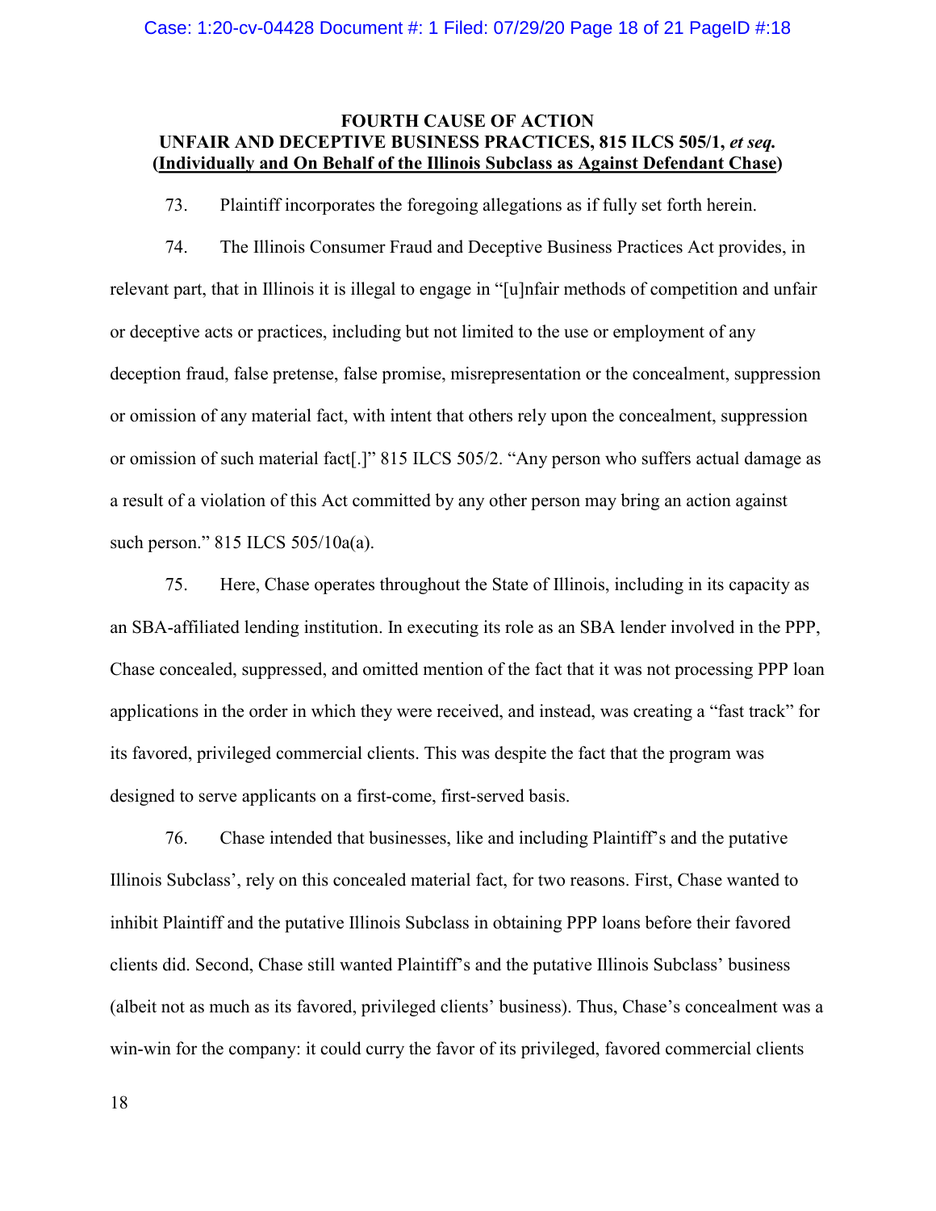**FOURTH CAUSE OF ACTION**
**UNFAIR AND DECEPTIVE BUSINESS PRACTICES, 815 ILCS 505/1, *et seq.***
**(Individually and On Behalf of the Illinois Subclass as Against Defendant Chase)**

73. Plaintiff incorporates the foregoing allegations as if fully set forth herein.

74. The Illinois Consumer Fraud and Deceptive Business Practices Act provides, in relevant part, that in Illinois it is illegal to engage in "[u]nfair methods of competition and unfair or deceptive acts or practices, including but not limited to the use or employment of any deception fraud, false pretense, false promise, misrepresentation or the concealment, suppression or omission of any material fact, with intent that others rely upon the concealment, suppression or omission of such material fact[.]" 815 ILCS 505/2. "Any person who suffers actual damage as a result of a violation of this Act committed by any other person may bring an action against such person." 815 ILCS 505/10a(a).

75. Here, Chase operates throughout the State of Illinois, including in its capacity as an SBA-affiliated lending institution. In executing its role as an SBA lender involved in the PPP, Chase concealed, suppressed, and omitted mention of the fact that it was not processing PPP loan applications in the order in which they were received, and instead, was creating a "fast track" for its favored, privileged commercial clients. This was despite the fact that the program was designed to serve applicants on a first-come, first-served basis.

76. Chase intended that businesses, like and including Plaintiff's and the putative Illinois Subclass', rely on this concealed material fact, for two reasons. First, Chase wanted to inhibit Plaintiff and the putative Illinois Subclass in obtaining PPP loans before their favored clients did. Second, Chase still wanted Plaintiff's and the putative Illinois Subclass' business (albeit not as much as its favored, privileged clients' business). Thus, Chase's concealment was a win-win for the company: it could curry the favor of its privileged, favored commercial clients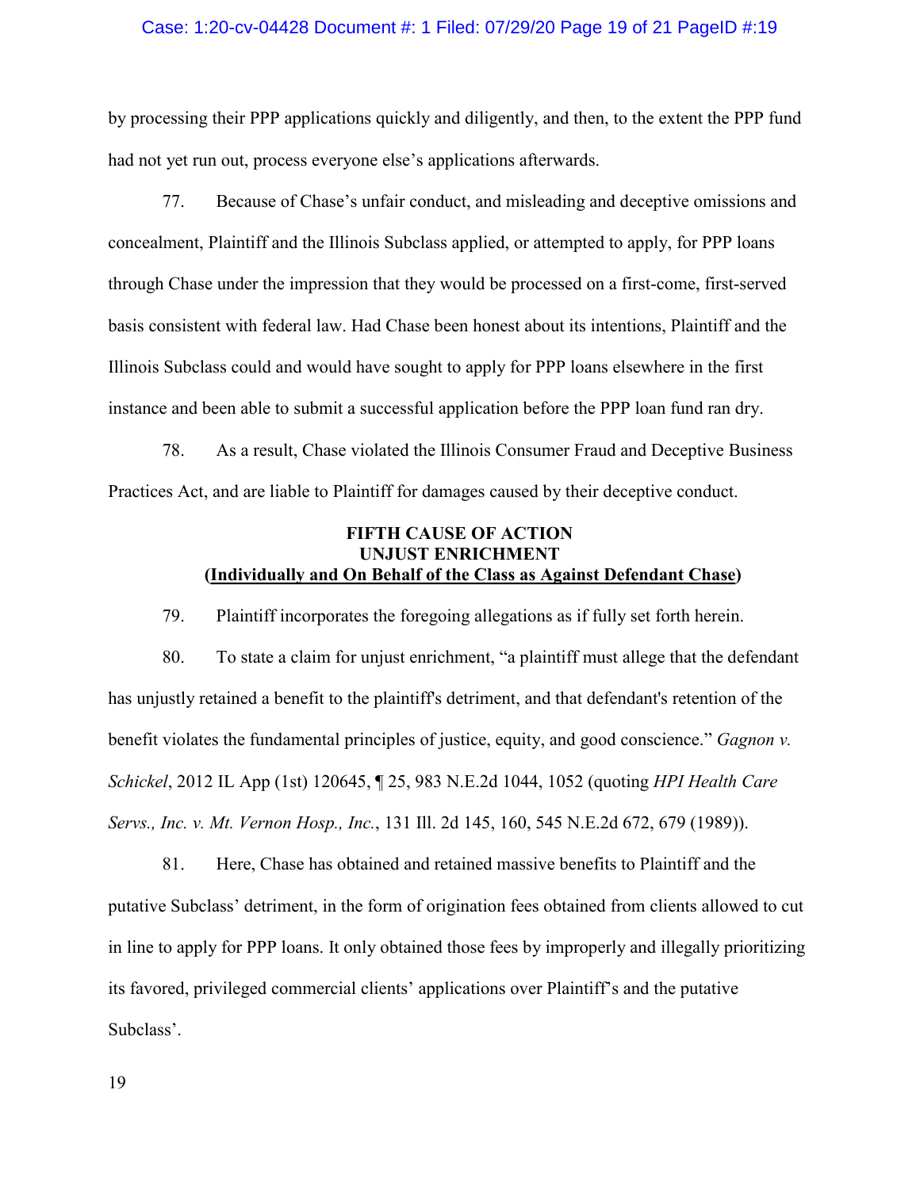by processing their PPP applications quickly and diligently, and then, to the extent the PPP fund had not yet run out, process everyone else's applications afterwards.

77. Because of Chase's unfair conduct, and misleading and deceptive omissions and concealment, Plaintiff and the Illinois Subclass applied, or attempted to apply, for PPP loans through Chase under the impression that they would be processed on a first-come, first-served basis consistent with federal law. Had Chase been honest about its intentions, Plaintiff and the Illinois Subclass could and would have sought to apply for PPP loans elsewhere in the first instance and been able to submit a successful application before the PPP loan fund ran dry.

78. As a result, Chase violated the Illinois Consumer Fraud and Deceptive Business Practices Act, and are liable to Plaintiff for damages caused by their deceptive conduct.

**FIFTH CAUSE OF ACTION**
**UNJUST ENRICHMENT**
**(<u>Individually and On Behalf of the Class as Against Defendant Chase</u>)**

79. Plaintiff incorporates the foregoing allegations as if fully set forth herein.

80. To state a claim for unjust enrichment, "a plaintiff must allege that the defendant has unjustly retained a benefit to the plaintiff's detriment, and that defendant's retention of the benefit violates the fundamental principles of justice, equity, and good conscience." *Gagnon v. Schickel*, 2012 IL App (1st) 120645, ¶ 25, 983 N.E.2d 1044, 1052 (quoting *HPI Health Care Servs., Inc. v. Mt. Vernon Hosp., Inc.*, 131 Ill. 2d 145, 160, 545 N.E.2d 672, 679 (1989)).

81. Here, Chase has obtained and retained massive benefits to Plaintiff and the putative Subclass' detriment, in the form of origination fees obtained from clients allowed to cut in line to apply for PPP loans. It only obtained those fees by improperly and illegally prioritizing its favored, privileged commercial clients' applications over Plaintiff's and the putative Subclass'.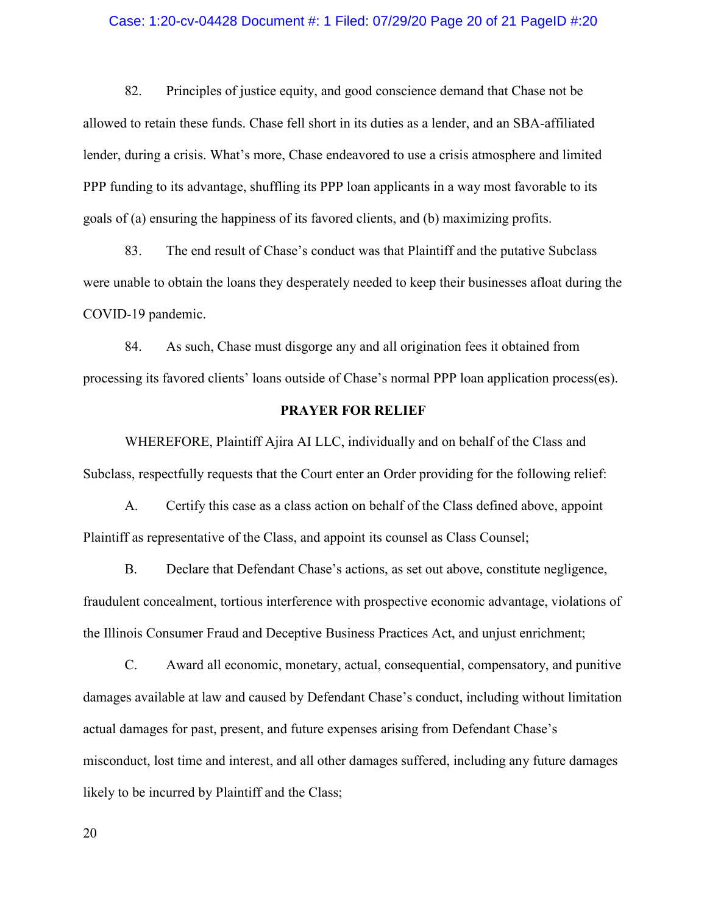82. Principles of justice equity, and good conscience demand that Chase not be allowed to retain these funds. Chase fell short in its duties as a lender, and an SBA-affiliated lender, during a crisis. What's more, Chase endeavored to use a crisis atmosphere and limited PPP funding to its advantage, shuffling its PPP loan applicants in a way most favorable to its goals of (a) ensuring the happiness of its favored clients, and (b) maximizing profits.

83. The end result of Chase's conduct was that Plaintiff and the putative Subclass were unable to obtain the loans they desperately needed to keep their businesses afloat during the COVID-19 pandemic.

84. As such, Chase must disgorge any and all origination fees it obtained from processing its favored clients' loans outside of Chase's normal PPP loan application process(es).

**PRAYER FOR RELIEF**

WHEREFORE, Plaintiff Ajira AI LLC, individually and on behalf of the Class and Subclass, respectfully requests that the Court enter an Order providing for the following relief:

A. Certify this case as a class action on behalf of the Class defined above, appoint Plaintiff as representative of the Class, and appoint its counsel as Class Counsel;

B. Declare that Defendant Chase's actions, as set out above, constitute negligence, fraudulent concealment, tortious interference with prospective economic advantage, violations of the Illinois Consumer Fraud and Deceptive Business Practices Act, and unjust enrichment;

C. Award all economic, monetary, actual, consequential, compensatory, and punitive damages available at law and caused by Defendant Chase's conduct, including without limitation actual damages for past, present, and future expenses arising from Defendant Chase's misconduct, lost time and interest, and all other damages suffered, including any future damages likely to be incurred by Plaintiff and the Class;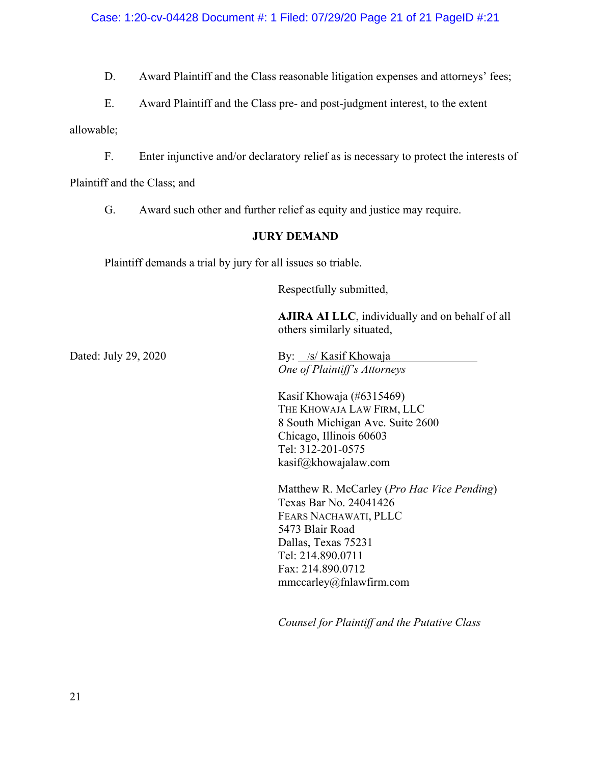D. Award Plaintiff and the Class reasonable litigation expenses and attorneys' fees;

E. Award Plaintiff and the Class pre- and post-judgment interest, to the extent allowable;

F. Enter injunctive and/or declaratory relief as is necessary to protect the interests of Plaintiff and the Class; and

G. Award such other and further relief as equity and justice may require.

**JURY DEMAND**

Plaintiff demands a trial by jury for all issues so triable.

Respectfully submitted,

**AJIRA AI LLC**, individually and on behalf of all others similarly situated,

Dated: July 29, 2020

By: /s/ Kasif Khowaja
*One of Plaintiff's Attorneys*

Kasif Khowaja (#6315469)
THE KHOWAJA LAW FIRM, LLC
8 South Michigan Ave. Suite 2600
Chicago, Illinois 60603
Tel: 312-201-0575
kasif@khowajalaw.com

Matthew R. McCarley (*Pro Hac Vice Pending*)
Texas Bar No. 24041426
FEARS NACHAWATI, PLLC
5473 Blair Road
Dallas, Texas 75231
Tel: 214.890.0711
Fax: 214.890.0712
mmccarley@fnlawfirm.com

*Counsel for Plaintiff and the Putative Class*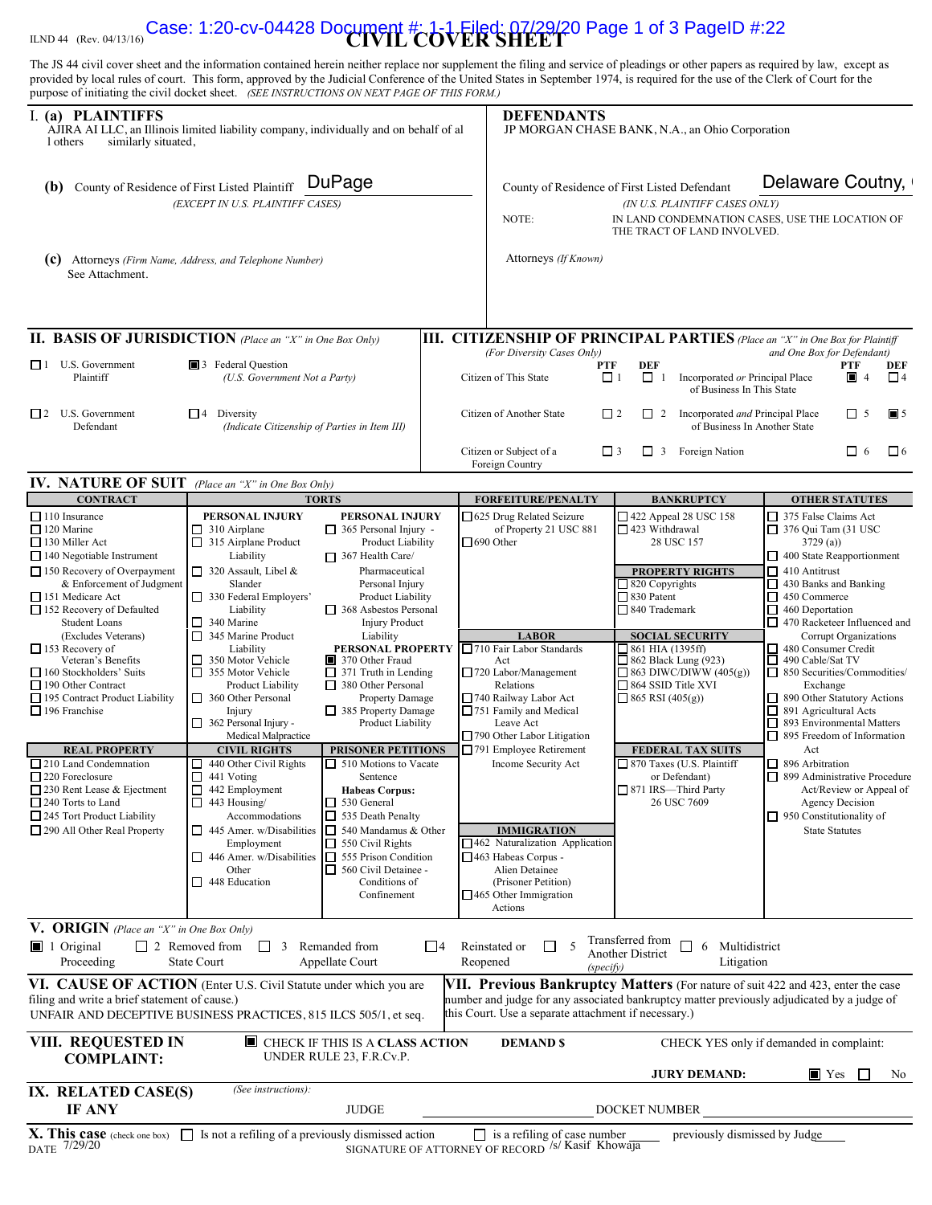ILND 44 (Rev. 04/13/16)

# CIVIL COVER SHEET

The JS 44 civil cover sheet and the information contained herein neither replace nor supplement the filing and service of pleadings or other papers as required by law, except as provided by local rules of court. This form, approved by the Judicial Conference of the United States in September 1974, is required for the use of the Clerk of Court for the purpose of initiating the civil docket sheet. *(SEE INSTRUCTIONS ON NEXT PAGE OF THIS FORM.)*

## I. (a) PLAINTIFFS

AJIRA AI LLC, an Illinois limited liability company, individually and on behalf of all others similarly situated,

**(b)** County of Residence of First Listed Plaintiff: DuPage
*(EXCEPT IN U.S. PLAINTIFF CASES)*

**(c)** Attorneys *(Firm Name, Address, and Telephone Number)*
See Attachment.

## DEFENDANTS

JP MORGAN CHASE BANK, N.A., an Ohio Corporation

County of Residence of First Listed Defendant: Delaware Coutny,
*(IN U.S. PLAINTIFF CASES ONLY)*

NOTE: IN LAND CONDEMNATION CASES, USE THE LOCATION OF THE TRACT OF LAND INVOLVED.

Attorneys *(If Known)*

## II. BASIS OF JURISDICTION *(Place an "X" in One Box Only)*

- ☐ 1 U.S. Government Plaintiff
- ☒ 3 Federal Question *(U.S. Government Not a Party)*
- ☐ 2 U.S. Government Defendant
- ☐ 4 Diversity *(Indicate Citizenship of Parties in Item III)*

## III. CITIZENSHIP OF PRINCIPAL PARTIES *(Place an "X" in One Box for Plaintiff and One Box for Defendant)* *(For Diversity Cases Only)*

| | PTF | DEF | | PTF | DEF |
|---|---|---|---|---|---|
| Citizen of This State | ☐ 1 | ☐ 1 | Incorporated *or* Principal Place of Business In This State | ☒ 4 | ☐ 4 |
| Citizen of Another State | ☐ 2 | ☐ 2 | Incorporated *and* Principal Place of Business In Another State | ☐ 5 | ☒ 5 |
| Citizen or Subject of a Foreign Country | ☐ 3 | ☐ 3 | Foreign Nation | ☐ 6 | ☐ 6 |

## IV. NATURE OF SUIT *(Place an "X" in One Box Only)*

**CONTRACT**
- ☐ 110 Insurance
- ☐ 120 Marine
- ☐ 130 Miller Act
- ☐ 140 Negotiable Instrument
- ☐ 150 Recovery of Overpayment & Enforcement of Judgment
- ☐ 151 Medicare Act
- ☐ 152 Recovery of Defaulted Student Loans (Excludes Veterans)
- ☐ 153 Recovery of Veteran's Benefits
- ☐ 160 Stockholders' Suits
- ☐ 190 Other Contract
- ☐ 195 Contract Product Liability
- ☐ 196 Franchise

**REAL PROPERTY**
- ☐ 210 Land Condemnation
- ☐ 220 Foreclosure
- ☐ 230 Rent Lease & Ejectment
- ☐ 240 Torts to Land
- ☐ 245 Tort Product Liability
- ☐ 290 All Other Real Property

**TORTS**

PERSONAL INJURY
- ☐ 310 Airplane
- ☐ 315 Airplane Product Liability
- ☐ 320 Assault, Libel & Slander
- ☐ 330 Federal Employers' Liability
- ☐ 340 Marine
- ☐ 345 Marine Product Liability
- ☐ 350 Motor Vehicle
- ☐ 355 Motor Vehicle Product Liability
- ☐ 360 Other Personal Injury
- ☐ 362 Personal Injury - Medical Malpractice

PERSONAL INJURY
- ☐ 365 Personal Injury - Product Liability
- ☐ 367 Health Care/ Pharmaceutical Personal Injury Product Liability
- ☐ 368 Asbestos Personal Injury Product Liability

PERSONAL PROPERTY
- ☒ 370 Other Fraud
- ☐ 371 Truth in Lending
- ☐ 380 Other Personal Property Damage
- ☐ 385 Property Damage Product Liability

**CIVIL RIGHTS**
- ☐ 440 Other Civil Rights
- ☐ 441 Voting
- ☐ 442 Employment
- ☐ 443 Housing/ Accommodations
- ☐ 445 Amer. w/Disabilities Employment
- ☐ 446 Amer. w/Disabilities Other
- ☐ 448 Education

**PRISONER PETITIONS**
- ☐ 510 Motions to Vacate Sentence

Habeas Corpus:
- ☐ 530 General
- ☐ 535 Death Penalty
- ☐ 540 Mandamus & Other
- ☐ 550 Civil Rights
- ☐ 555 Prison Condition
- ☐ 560 Civil Detainee - Conditions of Confinement

**FORFEITURE/PENALTY**
- ☐ 625 Drug Related Seizure of Property 21 USC 881
- ☐ 690 Other

**LABOR**
- ☐ 710 Fair Labor Standards Act
- ☐ 720 Labor/Management Relations
- ☐ 740 Railway Labor Act
- ☐ 751 Family and Medical Leave Act
- ☐ 790 Other Labor Litigation
- ☐ 791 Employee Retirement Income Security Act

**IMMIGRATION**
- ☐ 462 Naturalization Application
- ☐ 463 Habeas Corpus - Alien Detainee (Prisoner Petition)
- ☐ 465 Other Immigration Actions

**BANKRUPTCY**
- ☐ 422 Appeal 28 USC 158
- ☐ 423 Withdrawal 28 USC 157

**PROPERTY RIGHTS**
- ☐ 820 Copyrights
- ☐ 830 Patent
- ☐ 840 Trademark

**SOCIAL SECURITY**
- ☐ 861 HIA (1395ff)
- ☐ 862 Black Lung (923)
- ☐ 863 DIWC/DIWW (405(g))
- ☐ 864 SSID Title XVI
- ☐ 865 RSI (405(g))

**FEDERAL TAX SUITS**
- ☐ 870 Taxes (U.S. Plaintiff or Defendant)
- ☐ 871 IRS—Third Party 26 USC 7609

**OTHER STATUTES**
- ☐ 375 False Claims Act
- ☐ 376 Qui Tam (31 USC 3729 (a))
- ☐ 400 State Reapportionment
- ☐ 410 Antitrust
- ☐ 430 Banks and Banking
- ☐ 450 Commerce
- ☐ 460 Deportation
- ☐ 470 Racketeer Influenced and Corrupt Organizations
- ☐ 480 Consumer Credit
- ☐ 490 Cable/Sat TV
- ☐ 850 Securities/Commodities/ Exchange
- ☐ 890 Other Statutory Actions
- ☐ 891 Agricultural Acts
- ☐ 893 Environmental Matters
- ☐ 895 Freedom of Information Act
- ☐ 896 Arbitration
- ☐ 899 Administrative Procedure Act/Review or Appeal of Agency Decision
- ☐ 950 Constitutionality of State Statutes

## V. ORIGIN *(Place an "X" in One Box Only)*

☒ 1 Original Proceeding ☐ 2 Removed from State Court ☐ 3 Remanded from Appellate Court ☐ 4 Reinstated or Reopened ☐ 5 Transferred from Another District *(specify)* ☐ 6 Multidistrict Litigation

## VI. CAUSE OF ACTION

(Enter U.S. Civil Statute under which you are filing and write a brief statement of cause.)
UNFAIR AND DECEPTIVE BUSINESS PRACTICES, 815 ILCS 505/1, et seq.

## VII. Previous Bankruptcy Matters

(For nature of suit 422 and 423, enter the case number and judge for any associated bankruptcy matter previously adjudicated by a judge of this Court. Use a separate attachment if necessary.)

## VIII. REQUESTED IN COMPLAINT:

☒ CHECK IF THIS IS A CLASS ACTION UNDER RULE 23, F.R.Cv.P.

DEMAND $

CHECK YES only if demanded in complaint:
JURY DEMAND: ☒ Yes ☐ No

## IX. RELATED CASE(S) IF ANY

*(See instructions):* JUDGE ______ DOCKET NUMBER ______

## X. This case *(check one box)*

☐ Is not a refiling of a previously dismissed action ☐ is a refiling of case number ______ previously dismissed by Judge ______

DATE 7/29/20 SIGNATURE OF ATTORNEY OF RECORD /s/ Kasif Khowaja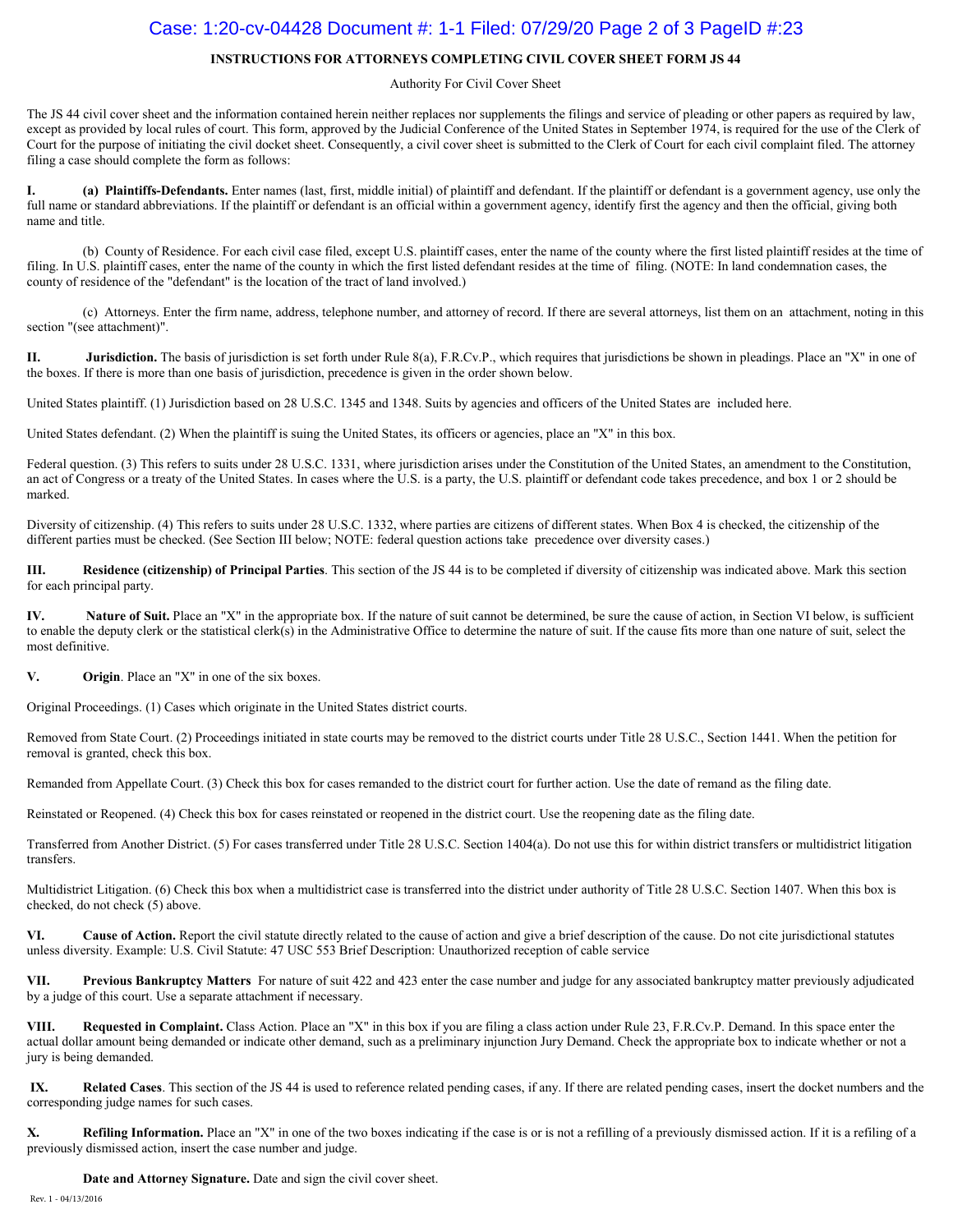## INSTRUCTIONS FOR ATTORNEYS COMPLETING CIVIL COVER SHEET FORM JS 44

Authority For Civil Cover Sheet

The JS 44 civil cover sheet and the information contained herein neither replaces nor supplements the filings and service of pleading or other papers as required by law, except as provided by local rules of court. This form, approved by the Judicial Conference of the United States in September 1974, is required for the use of the Clerk of Court for the purpose of initiating the civil docket sheet. Consequently, a civil cover sheet is submitted to the Clerk of Court for each civil complaint filed. The attorney filing a case should complete the form as follows:

**I. (a) Plaintiffs-Defendants.** Enter names (last, first, middle initial) of plaintiff and defendant. If the plaintiff or defendant is a government agency, use only the full name or standard abbreviations. If the plaintiff or defendant is an official within a government agency, identify first the agency and then the official, giving both name and title.

(b) County of Residence. For each civil case filed, except U.S. plaintiff cases, enter the name of the county where the first listed plaintiff resides at the time of filing. In U.S. plaintiff cases, enter the name of the county in which the first listed defendant resides at the time of filing. (NOTE: In land condemnation cases, the county of residence of the "defendant" is the location of the tract of land involved.)

(c) Attorneys. Enter the firm name, address, telephone number, and attorney of record. If there are several attorneys, list them on an attachment, noting in this section "(see attachment)".

**II. Jurisdiction.** The basis of jurisdiction is set forth under Rule 8(a), F.R.Cv.P., which requires that jurisdictions be shown in pleadings. Place an "X" in one of the boxes. If there is more than one basis of jurisdiction, precedence is given in the order shown below.

United States plaintiff. (1) Jurisdiction based on 28 U.S.C. 1345 and 1348. Suits by agencies and officers of the United States are included here.

United States defendant. (2) When the plaintiff is suing the United States, its officers or agencies, place an "X" in this box.

Federal question. (3) This refers to suits under 28 U.S.C. 1331, where jurisdiction arises under the Constitution of the United States, an amendment to the Constitution, an act of Congress or a treaty of the United States. In cases where the U.S. is a party, the U.S. plaintiff or defendant code takes precedence, and box 1 or 2 should be marked.

Diversity of citizenship. (4) This refers to suits under 28 U.S.C. 1332, where parties are citizens of different states. When Box 4 is checked, the citizenship of the different parties must be checked. (See Section III below; NOTE: federal question actions take precedence over diversity cases.)

**III. Residence (citizenship) of Principal Parties**. This section of the JS 44 is to be completed if diversity of citizenship was indicated above. Mark this section for each principal party.

**IV. Nature of Suit.** Place an "X" in the appropriate box. If the nature of suit cannot be determined, be sure the cause of action, in Section VI below, is sufficient to enable the deputy clerk or the statistical clerk(s) in the Administrative Office to determine the nature of suit. If the cause fits more than one nature of suit, select the most definitive.

**V. Origin**. Place an "X" in one of the six boxes.

Original Proceedings. (1) Cases which originate in the United States district courts.

Removed from State Court. (2) Proceedings initiated in state courts may be removed to the district courts under Title 28 U.S.C., Section 1441. When the petition for removal is granted, check this box.

Remanded from Appellate Court. (3) Check this box for cases remanded to the district court for further action. Use the date of remand as the filing date.

Reinstated or Reopened. (4) Check this box for cases reinstated or reopened in the district court. Use the reopening date as the filing date.

Transferred from Another District. (5) For cases transferred under Title 28 U.S.C. Section 1404(a). Do not use this for within district transfers or multidistrict litigation transfers.

Multidistrict Litigation. (6) Check this box when a multidistrict case is transferred into the district under authority of Title 28 U.S.C. Section 1407. When this box is checked, do not check (5) above.

**VI. Cause of Action.** Report the civil statute directly related to the cause of action and give a brief description of the cause. Do not cite jurisdictional statutes unless diversity. Example: U.S. Civil Statute: 47 USC 553 Brief Description: Unauthorized reception of cable service

**VII. Previous Bankruptcy Matters** For nature of suit 422 and 423 enter the case number and judge for any associated bankruptcy matter previously adjudicated by a judge of this court. Use a separate attachment if necessary.

**VIII. Requested in Complaint.** Class Action. Place an "X" in this box if you are filing a class action under Rule 23, F.R.Cv.P. Demand. In this space enter the actual dollar amount being demanded or indicate other demand, such as a preliminary injunction Jury Demand. Check the appropriate box to indicate whether or not a jury is being demanded.

**IX. Related Cases**. This section of the JS 44 is used to reference related pending cases, if any. If there are related pending cases, insert the docket numbers and the corresponding judge names for such cases.

**X. Refiling Information.** Place an "X" in one of the two boxes indicating if the case is or is not a refilling of a previously dismissed action. If it is a refiling of a previously dismissed action, insert the case number and judge.

**Date and Attorney Signature.** Date and sign the civil cover sheet.

Rev. 1 - 04/13/2016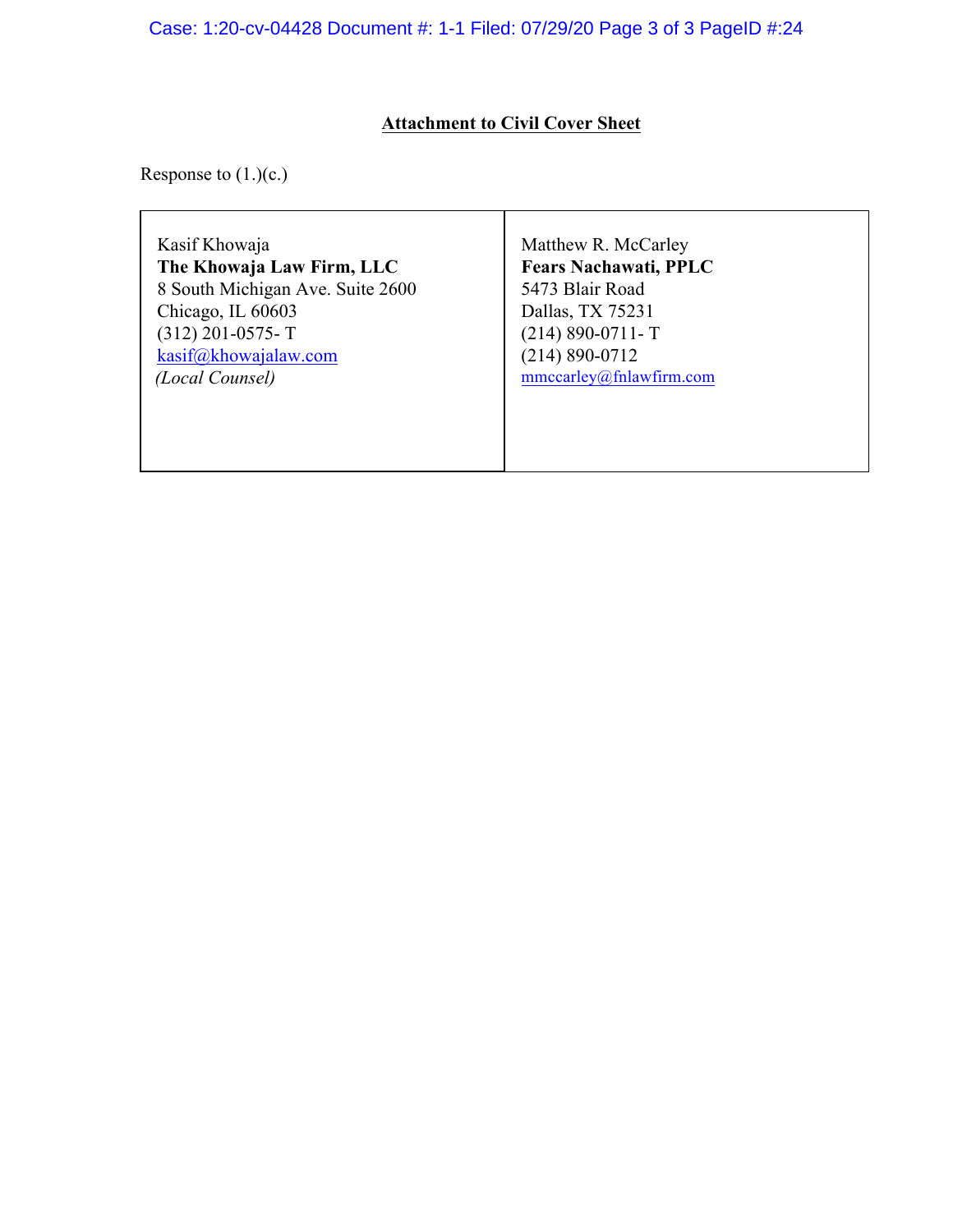## Attachment to Civil Cover Sheet

Response to (1.)(c.)

| | |
|---|---|
| Kasif Khowaja<br>**The Khowaja Law Firm, LLC**<br>8 South Michigan Ave. Suite 2600<br>Chicago, IL 60603<br>(312) 201-0575- T<br>kasif@khowajalaw.com<br>*(Local Counsel)* | Matthew R. McCarley<br>**Fears Nachawati, PPLC**<br>5473 Blair Road<br>Dallas, TX 75231<br>(214) 890-0711- T<br>(214) 890-0712<br>mmccarley@fnlawfirm.com |